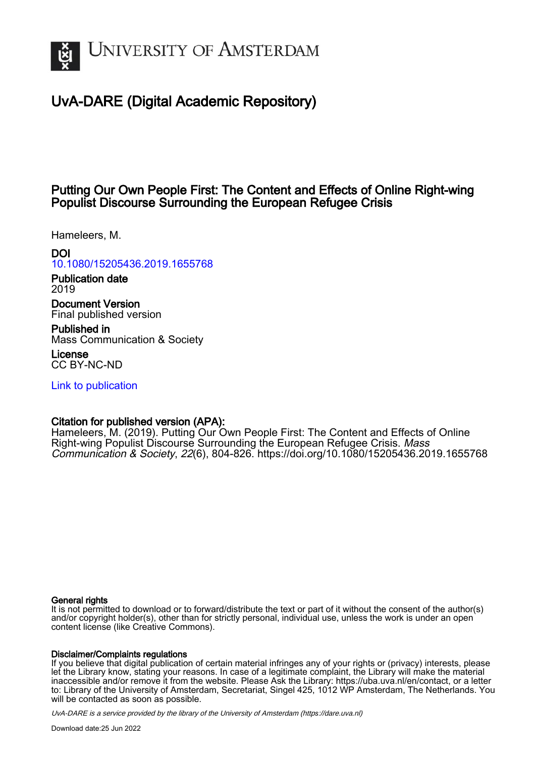# UvA-DARE (Digital Academic Repository)

## Putting Our Own People First: The Content and Effects of Online Right-wing Populist Discourse Surrounding the European Refugee Crisis

Hameleers, M.

**DOI**
10.1080/15205436.2019.1655768

**Publication date**
2019

**Document Version**
Final published version

**Published in**
Mass Communication & Society

**License**
CC BY-NC-ND

Link to publication

**Citation for published version (APA):**
Hameleers, M. (2019). Putting Our Own People First: The Content and Effects of Online Right-wing Populist Discourse Surrounding the European Refugee Crisis. *Mass Communication & Society*, *22*(6), 804-826. https://doi.org/10.1080/15205436.2019.1655768

**General rights**
It is not permitted to download or to forward/distribute the text or part of it without the consent of the author(s) and/or copyright holder(s), other than for strictly personal, individual use, unless the work is under an open content license (like Creative Commons).

**Disclaimer/Complaints regulations**
If you believe that digital publication of certain material infringes any of your rights or (privacy) interests, please let the Library know, stating your reasons. In case of a legitimate complaint, the Library will make the material inaccessible and/or remove it from the website. Please Ask the Library: https://uba.uva.nl/en/contact, or a letter to: Library of the University of Amsterdam, Secretariat, Singel 425, 1012 WP Amsterdam, The Netherlands. You will be contacted as soon as possible.

*UvA-DARE is a service provided by the library of the University of Amsterdam (https://dare.uva.nl)*

Download date:25 Jun 2022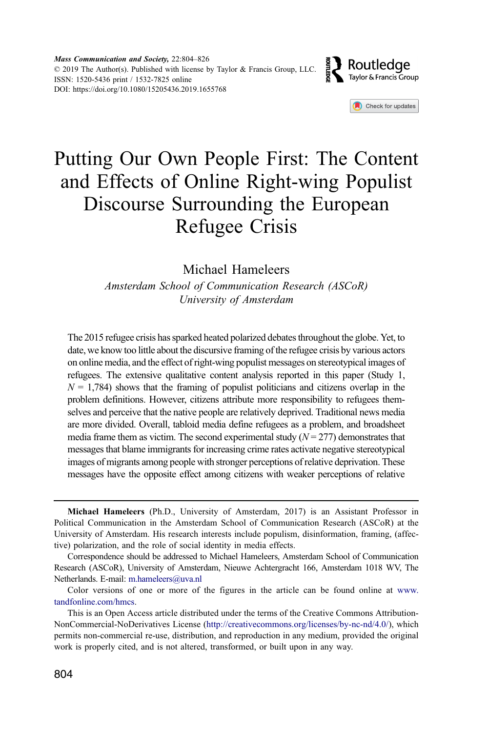# Putting Our Own People First: The Content and Effects of Online Right-wing Populist Discourse Surrounding the European Refugee Crisis

Michael Hameleers

*Amsterdam School of Communication Research (ASCoR)*
*University of Amsterdam*

The 2015 refugee crisis has sparked heated polarized debates throughout the globe. Yet, to date, we know too little about the discursive framing of the refugee crisis by various actors on online media, and the effect of right-wing populist messages on stereotypical images of refugees. The extensive qualitative content analysis reported in this paper (Study 1, $N$ = 1,784) shows that the framing of populist politicians and citizens overlap in the problem definitions. However, citizens attribute more responsibility to refugees themselves and perceive that the native people are relatively deprived. Traditional news media are more divided. Overall, tabloid media define refugees as a problem, and broadsheet media frame them as victim. The second experimental study ($N$ = 277) demonstrates that messages that blame immigrants for increasing crime rates activate negative stereotypical images of migrants among people with stronger perceptions of relative deprivation. These messages have the opposite effect among citizens with weaker perceptions of relative

---

**Michael Hameleers** (Ph.D., University of Amsterdam, 2017) is an Assistant Professor in Political Communication in the Amsterdam School of Communication Research (ASCoR) at the University of Amsterdam. His research interests include populism, disinformation, framing, (affective) polarization, and the role of social identity in media effects.

Correspondence should be addressed to Michael Hameleers, Amsterdam School of Communication Research (ASCoR), University of Amsterdam, Nieuwe Achtergracht 166, Amsterdam 1018 WV, The Netherlands. E-mail: m.hameleers@uva.nl

Color versions of one or more of the figures in the article can be found online at www.tandfonline.com/hmcs.

This is an Open Access article distributed under the terms of the Creative Commons Attribution-NonCommercial-NoDerivatives License (http://creativecommons.org/licenses/by-nc-nd/4.0/), which permits non-commercial re-use, distribution, and reproduction in any medium, provided the original work is properly cited, and is not altered, transformed, or built upon in any way.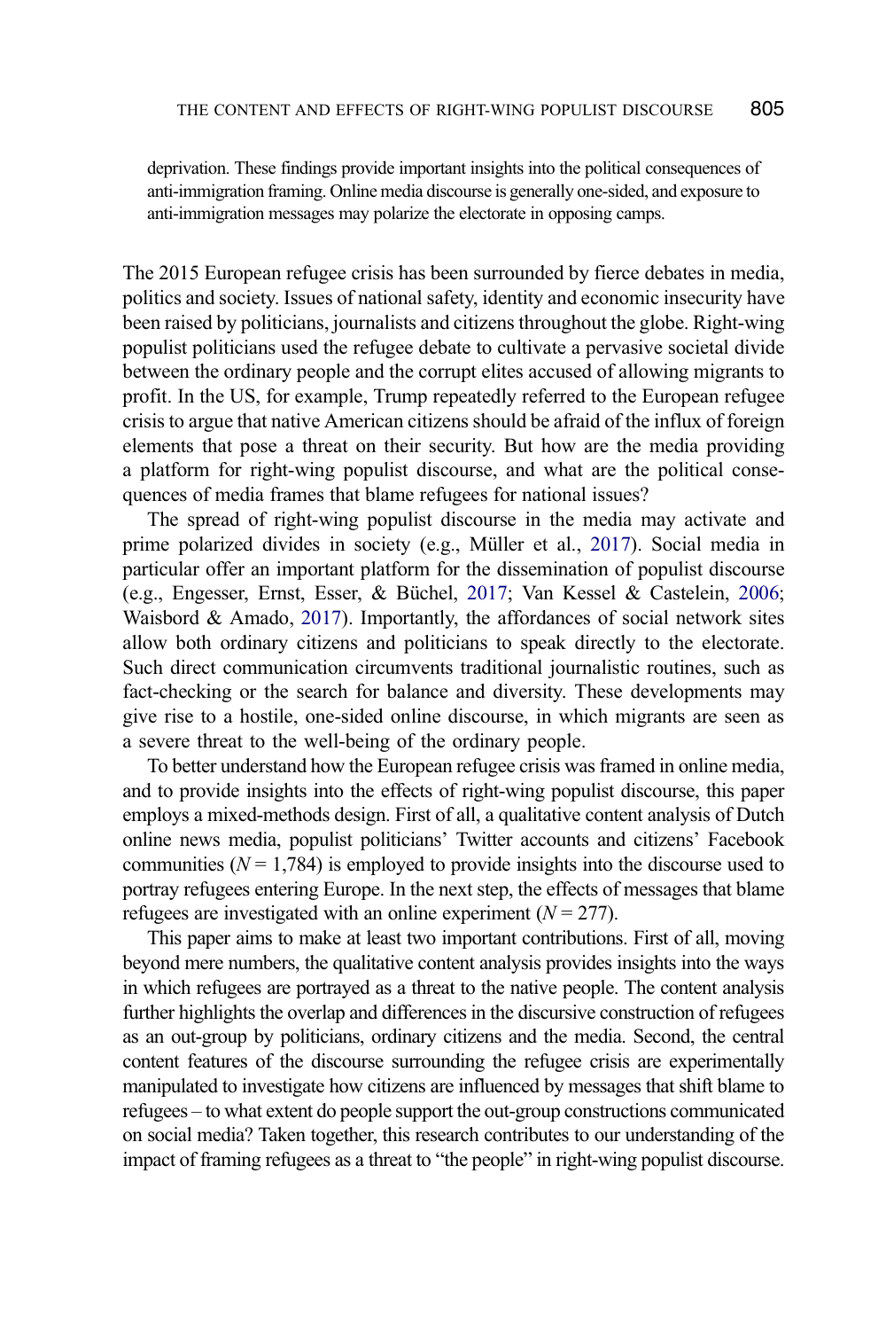deprivation. These findings provide important insights into the political consequences of anti-immigration framing. Online media discourse is generally one-sided, and exposure to anti-immigration messages may polarize the electorate in opposing camps.

The 2015 European refugee crisis has been surrounded by fierce debates in media, politics and society. Issues of national safety, identity and economic insecurity have been raised by politicians, journalists and citizens throughout the globe. Right-wing populist politicians used the refugee debate to cultivate a pervasive societal divide between the ordinary people and the corrupt elites accused of allowing migrants to profit. In the US, for example, Trump repeatedly referred to the European refugee crisis to argue that native American citizens should be afraid of the influx of foreign elements that pose a threat on their security. But how are the media providing a platform for right-wing populist discourse, and what are the political consequences of media frames that blame refugees for national issues?

The spread of right-wing populist discourse in the media may activate and prime polarized divides in society (e.g., Müller et al., 2017). Social media in particular offer an important platform for the dissemination of populist discourse (e.g., Engesser, Ernst, Esser, & Büchel, 2017; Van Kessel & Castelein, 2006; Waisbord & Amado, 2017). Importantly, the affordances of social network sites allow both ordinary citizens and politicians to speak directly to the electorate. Such direct communication circumvents traditional journalistic routines, such as fact-checking or the search for balance and diversity. These developments may give rise to a hostile, one-sided online discourse, in which migrants are seen as a severe threat to the well-being of the ordinary people.

To better understand how the European refugee crisis was framed in online media, and to provide insights into the effects of right-wing populist discourse, this paper employs a mixed-methods design. First of all, a qualitative content analysis of Dutch online news media, populist politicians' Twitter accounts and citizens' Facebook communities ($N = 1,784$) is employed to provide insights into the discourse used to portray refugees entering Europe. In the next step, the effects of messages that blame refugees are investigated with an online experiment ($N = 277$).

This paper aims to make at least two important contributions. First of all, moving beyond mere numbers, the qualitative content analysis provides insights into the ways in which refugees are portrayed as a threat to the native people. The content analysis further highlights the overlap and differences in the discursive construction of refugees as an out-group by politicians, ordinary citizens and the media. Second, the central content features of the discourse surrounding the refugee crisis are experimentally manipulated to investigate how citizens are influenced by messages that shift blame to refugees – to what extent do people support the out-group constructions communicated on social media? Taken together, this research contributes to our understanding of the impact of framing refugees as a threat to "the people" in right-wing populist discourse.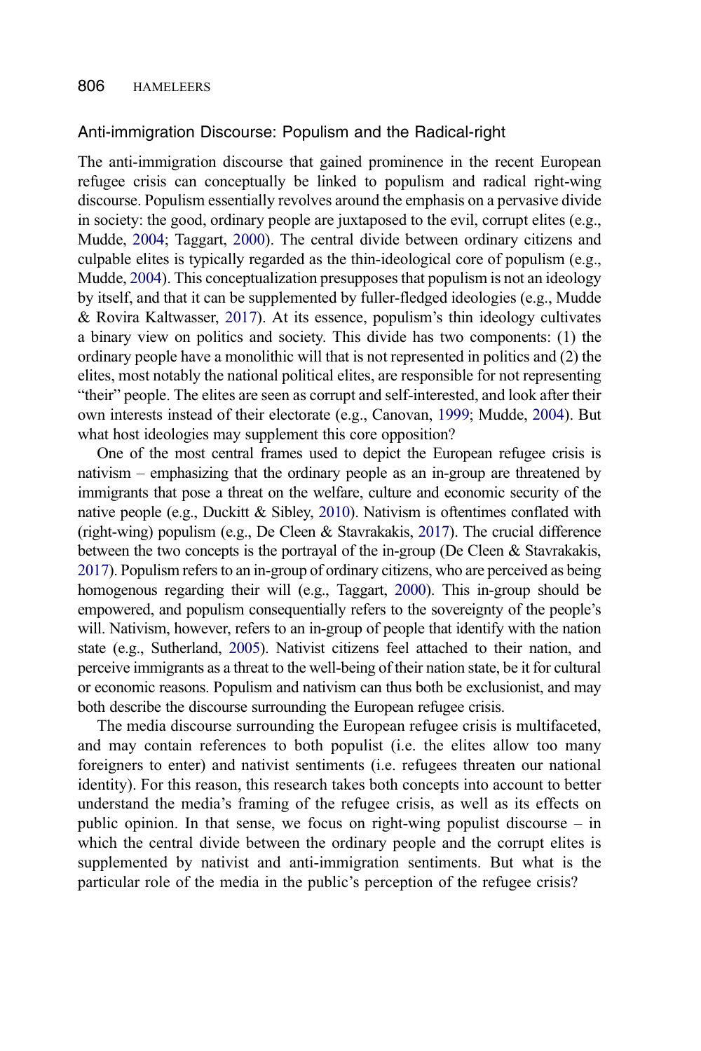## Anti-immigration Discourse: Populism and the Radical-right

The anti-immigration discourse that gained prominence in the recent European refugee crisis can conceptually be linked to populism and radical right-wing discourse. Populism essentially revolves around the emphasis on a pervasive divide in society: the good, ordinary people are juxtaposed to the evil, corrupt elites (e.g., Mudde, 2004; Taggart, 2000). The central divide between ordinary citizens and culpable elites is typically regarded as the thin-ideological core of populism (e.g., Mudde, 2004). This conceptualization presupposes that populism is not an ideology by itself, and that it can be supplemented by fuller-fledged ideologies (e.g., Mudde & Rovira Kaltwasser, 2017). At its essence, populism's thin ideology cultivates a binary view on politics and society. This divide has two components: (1) the ordinary people have a monolithic will that is not represented in politics and (2) the elites, most notably the national political elites, are responsible for not representing "their" people. The elites are seen as corrupt and self-interested, and look after their own interests instead of their electorate (e.g., Canovan, 1999; Mudde, 2004). But what host ideologies may supplement this core opposition?

One of the most central frames used to depict the European refugee crisis is nativism – emphasizing that the ordinary people as an in-group are threatened by immigrants that pose a threat on the welfare, culture and economic security of the native people (e.g., Duckitt & Sibley, 2010). Nativism is oftentimes conflated with (right-wing) populism (e.g., De Cleen & Stavrakakis, 2017). The crucial difference between the two concepts is the portrayal of the in-group (De Cleen & Stavrakakis, 2017). Populism refers to an in-group of ordinary citizens, who are perceived as being homogenous regarding their will (e.g., Taggart, 2000). This in-group should be empowered, and populism consequentially refers to the sovereignty of the people's will. Nativism, however, refers to an in-group of people that identify with the nation state (e.g., Sutherland, 2005). Nativist citizens feel attached to their nation, and perceive immigrants as a threat to the well-being of their nation state, be it for cultural or economic reasons. Populism and nativism can thus both be exclusionist, and may both describe the discourse surrounding the European refugee crisis.

The media discourse surrounding the European refugee crisis is multifaceted, and may contain references to both populist (i.e. the elites allow too many foreigners to enter) and nativist sentiments (i.e. refugees threaten our national identity). For this reason, this research takes both concepts into account to better understand the media's framing of the refugee crisis, as well as its effects on public opinion. In that sense, we focus on right-wing populist discourse – in which the central divide between the ordinary people and the corrupt elites is supplemented by nativist and anti-immigration sentiments. But what is the particular role of the media in the public's perception of the refugee crisis?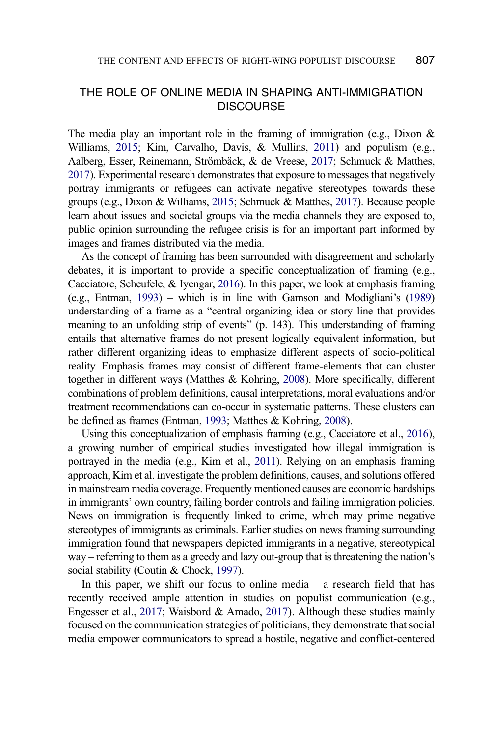## THE ROLE OF ONLINE MEDIA IN SHAPING ANTI-IMMIGRATION DISCOURSE

The media play an important role in the framing of immigration (e.g., Dixon & Williams, 2015; Kim, Carvalho, Davis, & Mullins, 2011) and populism (e.g., Aalberg, Esser, Reinemann, Strömbäck, & de Vreese, 2017; Schmuck & Matthes, 2017). Experimental research demonstrates that exposure to messages that negatively portray immigrants or refugees can activate negative stereotypes towards these groups (e.g., Dixon & Williams, 2015; Schmuck & Matthes, 2017). Because people learn about issues and societal groups via the media channels they are exposed to, public opinion surrounding the refugee crisis is for an important part informed by images and frames distributed via the media.

As the concept of framing has been surrounded with disagreement and scholarly debates, it is important to provide a specific conceptualization of framing (e.g., Cacciatore, Scheufele, & Iyengar, 2016). In this paper, we look at emphasis framing (e.g., Entman, 1993) – which is in line with Gamson and Modigliani's (1989) understanding of a frame as a "central organizing idea or story line that provides meaning to an unfolding strip of events" (p. 143). This understanding of framing entails that alternative frames do not present logically equivalent information, but rather different organizing ideas to emphasize different aspects of socio-political reality. Emphasis frames may consist of different frame-elements that can cluster together in different ways (Matthes & Kohring, 2008). More specifically, different combinations of problem definitions, causal interpretations, moral evaluations and/or treatment recommendations can co-occur in systematic patterns. These clusters can be defined as frames (Entman, 1993; Matthes & Kohring, 2008).

Using this conceptualization of emphasis framing (e.g., Cacciatore et al., 2016), a growing number of empirical studies investigated how illegal immigration is portrayed in the media (e.g., Kim et al., 2011). Relying on an emphasis framing approach, Kim et al. investigate the problem definitions, causes, and solutions offered in mainstream media coverage. Frequently mentioned causes are economic hardships in immigrants' own country, failing border controls and failing immigration policies. News on immigration is frequently linked to crime, which may prime negative stereotypes of immigrants as criminals. Earlier studies on news framing surrounding immigration found that newspapers depicted immigrants in a negative, stereotypical way – referring to them as a greedy and lazy out-group that is threatening the nation's social stability (Coutin & Chock, 1997).

In this paper, we shift our focus to online media – a research field that has recently received ample attention in studies on populist communication (e.g., Engesser et al., 2017; Waisbord & Amado, 2017). Although these studies mainly focused on the communication strategies of politicians, they demonstrate that social media empower communicators to spread a hostile, negative and conflict-centered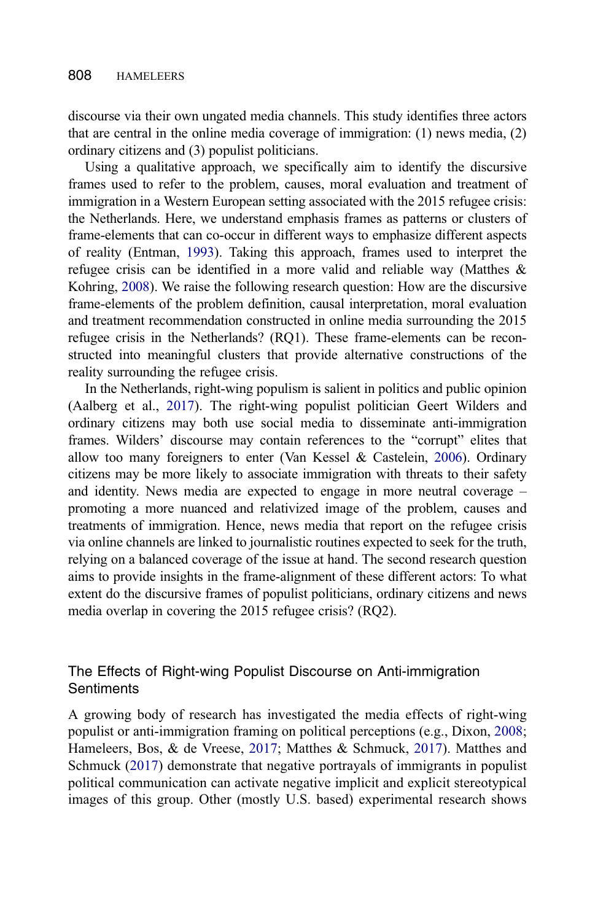discourse via their own ungated media channels. This study identifies three actors that are central in the online media coverage of immigration: (1) news media, (2) ordinary citizens and (3) populist politicians.

Using a qualitative approach, we specifically aim to identify the discursive frames used to refer to the problem, causes, moral evaluation and treatment of immigration in a Western European setting associated with the 2015 refugee crisis: the Netherlands. Here, we understand emphasis frames as patterns or clusters of frame-elements that can co-occur in different ways to emphasize different aspects of reality (Entman, 1993). Taking this approach, frames used to interpret the refugee crisis can be identified in a more valid and reliable way (Matthes & Kohring, 2008). We raise the following research question: How are the discursive frame-elements of the problem definition, causal interpretation, moral evaluation and treatment recommendation constructed in online media surrounding the 2015 refugee crisis in the Netherlands? (RQ1). These frame-elements can be reconstructed into meaningful clusters that provide alternative constructions of the reality surrounding the refugee crisis.

In the Netherlands, right-wing populism is salient in politics and public opinion (Aalberg et al., 2017). The right-wing populist politician Geert Wilders and ordinary citizens may both use social media to disseminate anti-immigration frames. Wilders' discourse may contain references to the "corrupt" elites that allow too many foreigners to enter (Van Kessel & Castelein, 2006). Ordinary citizens may be more likely to associate immigration with threats to their safety and identity. News media are expected to engage in more neutral coverage – promoting a more nuanced and relativized image of the problem, causes and treatments of immigration. Hence, news media that report on the refugee crisis via online channels are linked to journalistic routines expected to seek for the truth, relying on a balanced coverage of the issue at hand. The second research question aims to provide insights in the frame-alignment of these different actors: To what extent do the discursive frames of populist politicians, ordinary citizens and news media overlap in covering the 2015 refugee crisis? (RQ2).

## The Effects of Right-wing Populist Discourse on Anti-immigration Sentiments

A growing body of research has investigated the media effects of right-wing populist or anti-immigration framing on political perceptions (e.g., Dixon, 2008; Hameleers, Bos, & de Vreese, 2017; Matthes & Schmuck, 2017). Matthes and Schmuck (2017) demonstrate that negative portrayals of immigrants in populist political communication can activate negative implicit and explicit stereotypical images of this group. Other (mostly U.S. based) experimental research shows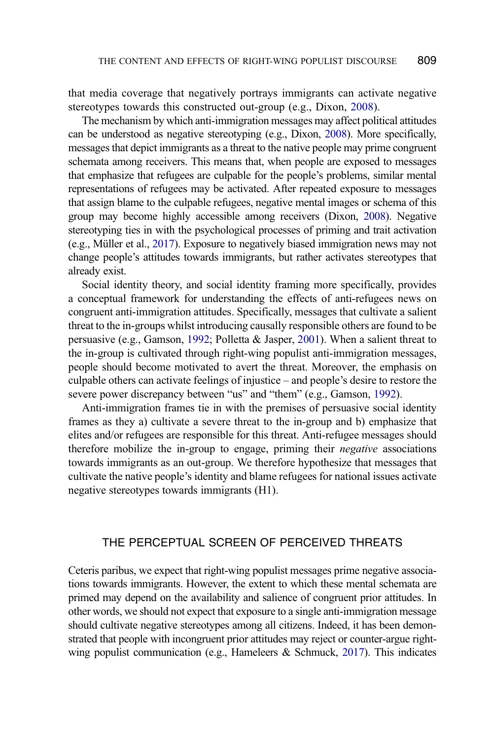that media coverage that negatively portrays immigrants can activate negative stereotypes towards this constructed out-group (e.g., Dixon, 2008).

The mechanism by which anti-immigration messages may affect political attitudes can be understood as negative stereotyping (e.g., Dixon, 2008). More specifically, messages that depict immigrants as a threat to the native people may prime congruent schemata among receivers. This means that, when people are exposed to messages that emphasize that refugees are culpable for the people's problems, similar mental representations of refugees may be activated. After repeated exposure to messages that assign blame to the culpable refugees, negative mental images or schema of this group may become highly accessible among receivers (Dixon, 2008). Negative stereotyping ties in with the psychological processes of priming and trait activation (e.g., Müller et al., 2017). Exposure to negatively biased immigration news may not change people's attitudes towards immigrants, but rather activates stereotypes that already exist.

Social identity theory, and social identity framing more specifically, provides a conceptual framework for understanding the effects of anti-refugees news on congruent anti-immigration attitudes. Specifically, messages that cultivate a salient threat to the in-groups whilst introducing causally responsible others are found to be persuasive (e.g., Gamson, 1992; Polletta & Jasper, 2001). When a salient threat to the in-group is cultivated through right-wing populist anti-immigration messages, people should become motivated to avert the threat. Moreover, the emphasis on culpable others can activate feelings of injustice – and people's desire to restore the severe power discrepancy between "us" and "them" (e.g., Gamson, 1992).

Anti-immigration frames tie in with the premises of persuasive social identity frames as they a) cultivate a severe threat to the in-group and b) emphasize that elites and/or refugees are responsible for this threat. Anti-refugee messages should therefore mobilize the in-group to engage, priming their *negative* associations towards immigrants as an out-group. We therefore hypothesize that messages that cultivate the native people's identity and blame refugees for national issues activate negative stereotypes towards immigrants (H1).

## THE PERCEPTUAL SCREEN OF PERCEIVED THREATS

Ceteris paribus, we expect that right-wing populist messages prime negative associations towards immigrants. However, the extent to which these mental schemata are primed may depend on the availability and salience of congruent prior attitudes. In other words, we should not expect that exposure to a single anti-immigration message should cultivate negative stereotypes among all citizens. Indeed, it has been demonstrated that people with incongruent prior attitudes may reject or counter-argue right-wing populist communication (e.g., Hameleers & Schmuck, 2017). This indicates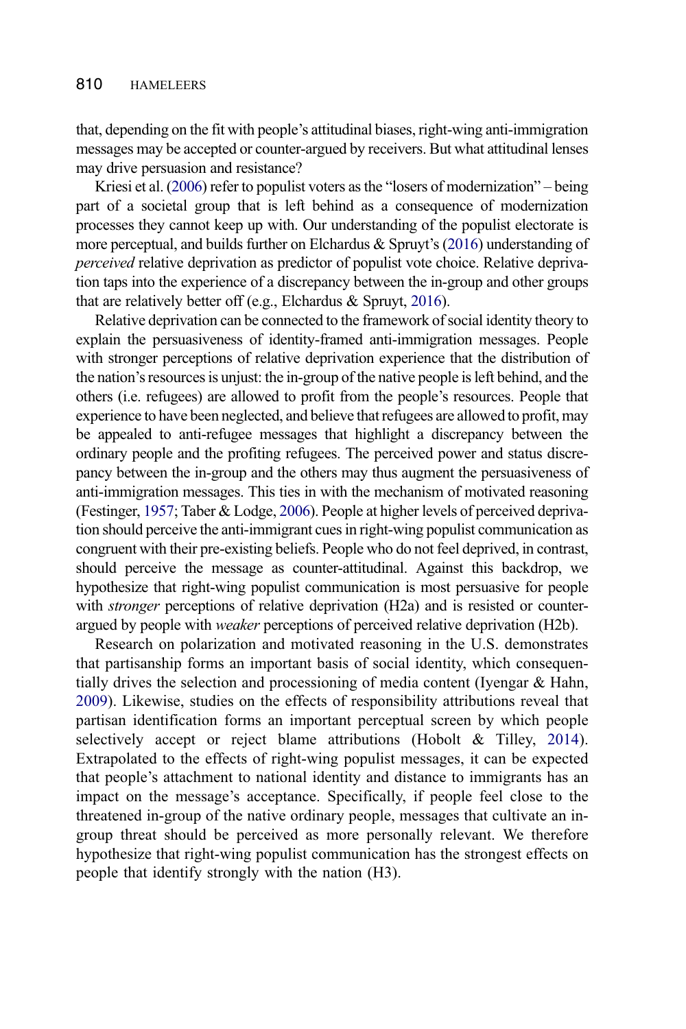that, depending on the fit with people's attitudinal biases, right-wing anti-immigration messages may be accepted or counter-argued by receivers. But what attitudinal lenses may drive persuasion and resistance?

Kriesi et al. (2006) refer to populist voters as the "losers of modernization" – being part of a societal group that is left behind as a consequence of modernization processes they cannot keep up with. Our understanding of the populist electorate is more perceptual, and builds further on Elchardus & Spruyt's (2016) understanding of *perceived* relative deprivation as predictor of populist vote choice. Relative deprivation taps into the experience of a discrepancy between the in-group and other groups that are relatively better off (e.g., Elchardus & Spruyt, 2016).

Relative deprivation can be connected to the framework of social identity theory to explain the persuasiveness of identity-framed anti-immigration messages. People with stronger perceptions of relative deprivation experience that the distribution of the nation's resources is unjust: the in-group of the native people is left behind, and the others (i.e. refugees) are allowed to profit from the people's resources. People that experience to have been neglected, and believe that refugees are allowed to profit, may be appealed to anti-refugee messages that highlight a discrepancy between the ordinary people and the profiting refugees. The perceived power and status discrepancy between the in-group and the others may thus augment the persuasiveness of anti-immigration messages. This ties in with the mechanism of motivated reasoning (Festinger, 1957; Taber & Lodge, 2006). People at higher levels of perceived deprivation should perceive the anti-immigrant cues in right-wing populist communication as congruent with their pre-existing beliefs. People who do not feel deprived, in contrast, should perceive the message as counter-attitudinal. Against this backdrop, we hypothesize that right-wing populist communication is most persuasive for people with *stronger* perceptions of relative deprivation (H2a) and is resisted or counter-argued by people with *weaker* perceptions of perceived relative deprivation (H2b).

Research on polarization and motivated reasoning in the U.S. demonstrates that partisanship forms an important basis of social identity, which consequentially drives the selection and processioning of media content (Iyengar & Hahn, 2009). Likewise, studies on the effects of responsibility attributions reveal that partisan identification forms an important perceptual screen by which people selectively accept or reject blame attributions (Hobolt & Tilley, 2014). Extrapolated to the effects of right-wing populist messages, it can be expected that people's attachment to national identity and distance to immigrants has an impact on the message's acceptance. Specifically, if people feel close to the threatened in-group of the native ordinary people, messages that cultivate an in-group threat should be perceived as more personally relevant. We therefore hypothesize that right-wing populist communication has the strongest effects on people that identify strongly with the nation (H3).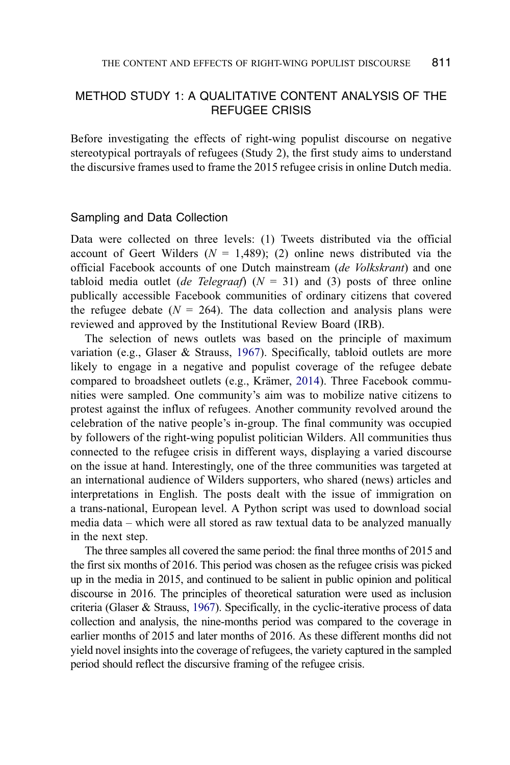## METHOD STUDY 1: A QUALITATIVE CONTENT ANALYSIS OF THE REFUGEE CRISIS

Before investigating the effects of right-wing populist discourse on negative stereotypical portrayals of refugees (Study 2), the first study aims to understand the discursive frames used to frame the 2015 refugee crisis in online Dutch media.

### Sampling and Data Collection

Data were collected on three levels: (1) Tweets distributed via the official account of Geert Wilders ($N$ = 1,489); (2) online news distributed via the official Facebook accounts of one Dutch mainstream (*de Volkskrant*) and one tabloid media outlet (*de Telegraaf*) ($N$ = 31) and (3) posts of three online publically accessible Facebook communities of ordinary citizens that covered the refugee debate ($N$ = 264). The data collection and analysis plans were reviewed and approved by the Institutional Review Board (IRB).

The selection of news outlets was based on the principle of maximum variation (e.g., Glaser & Strauss, 1967). Specifically, tabloid outlets are more likely to engage in a negative and populist coverage of the refugee debate compared to broadsheet outlets (e.g., Krämer, 2014). Three Facebook communities were sampled. One community's aim was to mobilize native citizens to protest against the influx of refugees. Another community revolved around the celebration of the native people's in-group. The final community was occupied by followers of the right-wing populist politician Wilders. All communities thus connected to the refugee crisis in different ways, displaying a varied discourse on the issue at hand. Interestingly, one of the three communities was targeted at an international audience of Wilders supporters, who shared (news) articles and interpretations in English. The posts dealt with the issue of immigration on a trans-national, European level. A Python script was used to download social media data – which were all stored as raw textual data to be analyzed manually in the next step.

The three samples all covered the same period: the final three months of 2015 and the first six months of 2016. This period was chosen as the refugee crisis was picked up in the media in 2015, and continued to be salient in public opinion and political discourse in 2016. The principles of theoretical saturation were used as inclusion criteria (Glaser & Strauss, 1967). Specifically, in the cyclic-iterative process of data collection and analysis, the nine-months period was compared to the coverage in earlier months of 2015 and later months of 2016. As these different months did not yield novel insights into the coverage of refugees, the variety captured in the sampled period should reflect the discursive framing of the refugee crisis.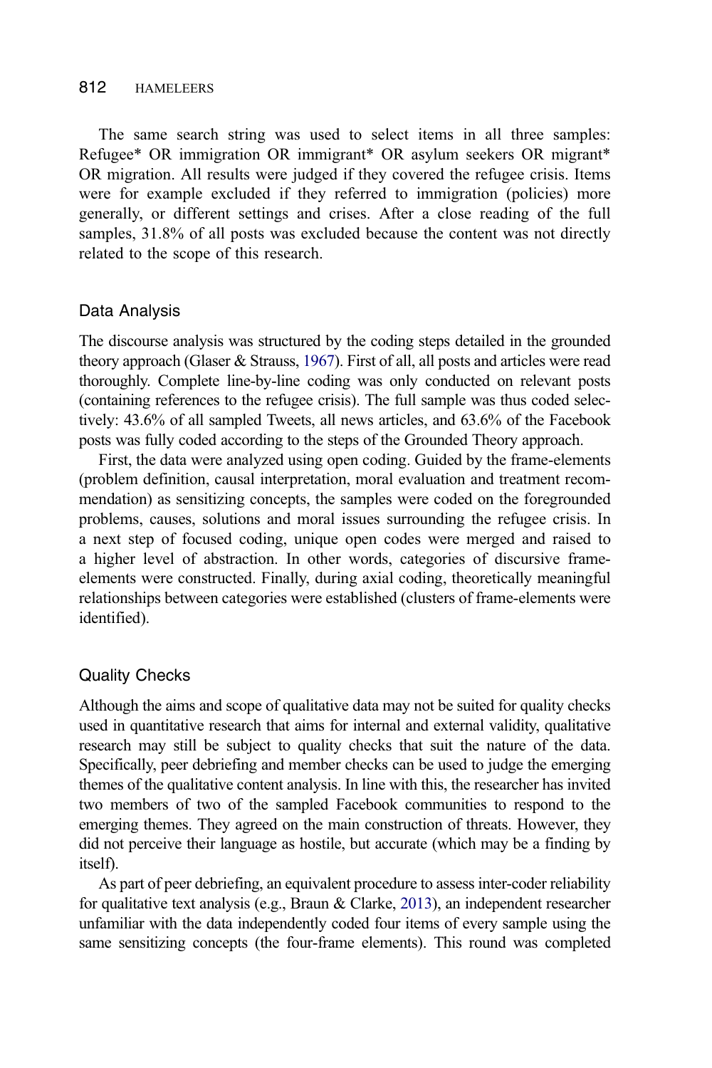The same search string was used to select items in all three samples: Refugee* OR immigration OR immigrant* OR asylum seekers OR migrant* OR migration. All results were judged if they covered the refugee crisis. Items were for example excluded if they referred to immigration (policies) more generally, or different settings and crises. After a close reading of the full samples, 31.8% of all posts was excluded because the content was not directly related to the scope of this research.

### Data Analysis

The discourse analysis was structured by the coding steps detailed in the grounded theory approach (Glaser & Strauss, 1967). First of all, all posts and articles were read thoroughly. Complete line-by-line coding was only conducted on relevant posts (containing references to the refugee crisis). The full sample was thus coded selectively: 43.6% of all sampled Tweets, all news articles, and 63.6% of the Facebook posts was fully coded according to the steps of the Grounded Theory approach.

First, the data were analyzed using open coding. Guided by the frame-elements (problem definition, causal interpretation, moral evaluation and treatment recommendation) as sensitizing concepts, the samples were coded on the foregrounded problems, causes, solutions and moral issues surrounding the refugee crisis. In a next step of focused coding, unique open codes were merged and raised to a higher level of abstraction. In other words, categories of discursive frame-elements were constructed. Finally, during axial coding, theoretically meaningful relationships between categories were established (clusters of frame-elements were identified).

### Quality Checks

Although the aims and scope of qualitative data may not be suited for quality checks used in quantitative research that aims for internal and external validity, qualitative research may still be subject to quality checks that suit the nature of the data. Specifically, peer debriefing and member checks can be used to judge the emerging themes of the qualitative content analysis. In line with this, the researcher has invited two members of two of the sampled Facebook communities to respond to the emerging themes. They agreed on the main construction of threats. However, they did not perceive their language as hostile, but accurate (which may be a finding by itself).

As part of peer debriefing, an equivalent procedure to assess inter-coder reliability for qualitative text analysis (e.g., Braun & Clarke, 2013), an independent researcher unfamiliar with the data independently coded four items of every sample using the same sensitizing concepts (the four-frame elements). This round was completed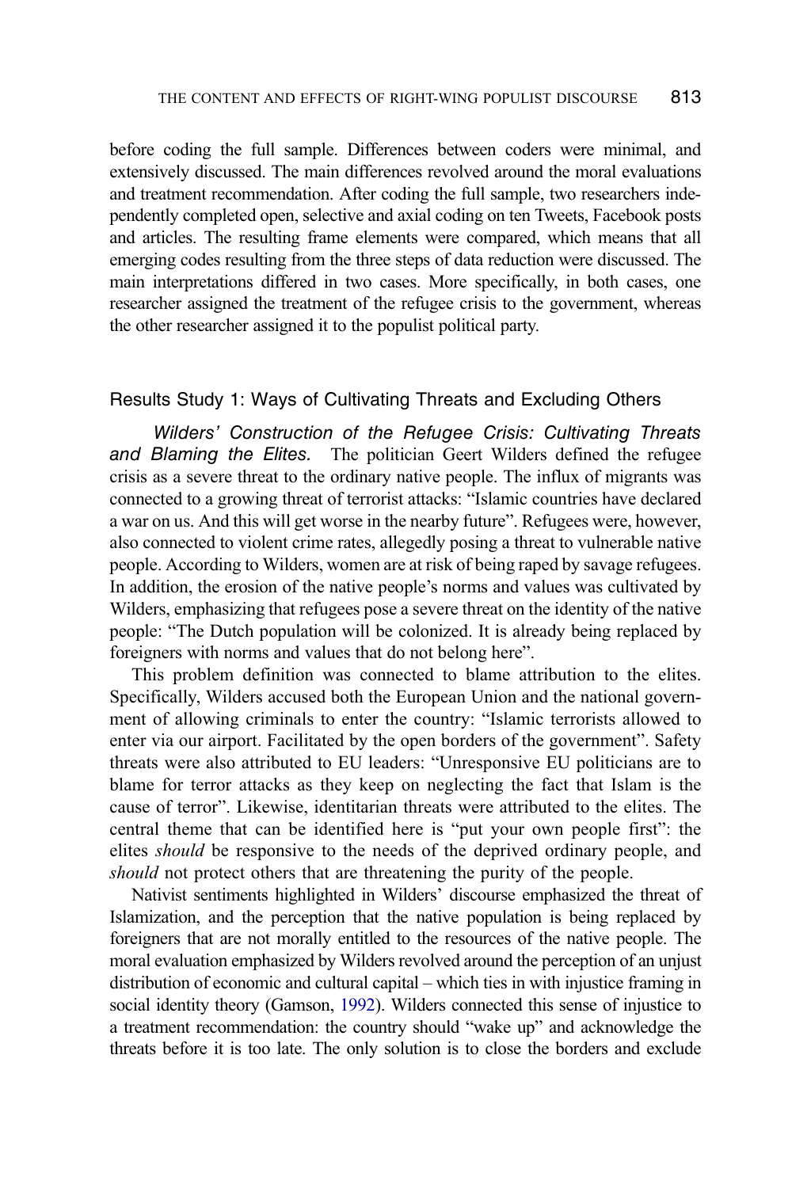before coding the full sample. Differences between coders were minimal, and extensively discussed. The main differences revolved around the moral evaluations and treatment recommendation. After coding the full sample, two researchers independently completed open, selective and axial coding on ten Tweets, Facebook posts and articles. The resulting frame elements were compared, which means that all emerging codes resulting from the three steps of data reduction were discussed. The main interpretations differed in two cases. More specifically, in both cases, one researcher assigned the treatment of the refugee crisis to the government, whereas the other researcher assigned it to the populist political party.

## Results Study 1: Ways of Cultivating Threats and Excluding Others

*Wilders' Construction of the Refugee Crisis: Cultivating Threats and Blaming the Elites.* The politician Geert Wilders defined the refugee crisis as a severe threat to the ordinary native people. The influx of migrants was connected to a growing threat of terrorist attacks: "Islamic countries have declared a war on us. And this will get worse in the nearby future". Refugees were, however, also connected to violent crime rates, allegedly posing a threat to vulnerable native people. According to Wilders, women are at risk of being raped by savage refugees. In addition, the erosion of the native people's norms and values was cultivated by Wilders, emphasizing that refugees pose a severe threat on the identity of the native people: "The Dutch population will be colonized. It is already being replaced by foreigners with norms and values that do not belong here".

This problem definition was connected to blame attribution to the elites. Specifically, Wilders accused both the European Union and the national government of allowing criminals to enter the country: "Islamic terrorists allowed to enter via our airport. Facilitated by the open borders of the government". Safety threats were also attributed to EU leaders: "Unresponsive EU politicians are to blame for terror attacks as they keep on neglecting the fact that Islam is the cause of terror". Likewise, identitarian threats were attributed to the elites. The central theme that can be identified here is "put your own people first": the elites *should* be responsive to the needs of the deprived ordinary people, and *should* not protect others that are threatening the purity of the people.

Nativist sentiments highlighted in Wilders' discourse emphasized the threat of Islamization, and the perception that the native population is being replaced by foreigners that are not morally entitled to the resources of the native people. The moral evaluation emphasized by Wilders revolved around the perception of an unjust distribution of economic and cultural capital – which ties in with injustice framing in social identity theory (Gamson, 1992). Wilders connected this sense of injustice to a treatment recommendation: the country should "wake up" and acknowledge the threats before it is too late. The only solution is to close the borders and exclude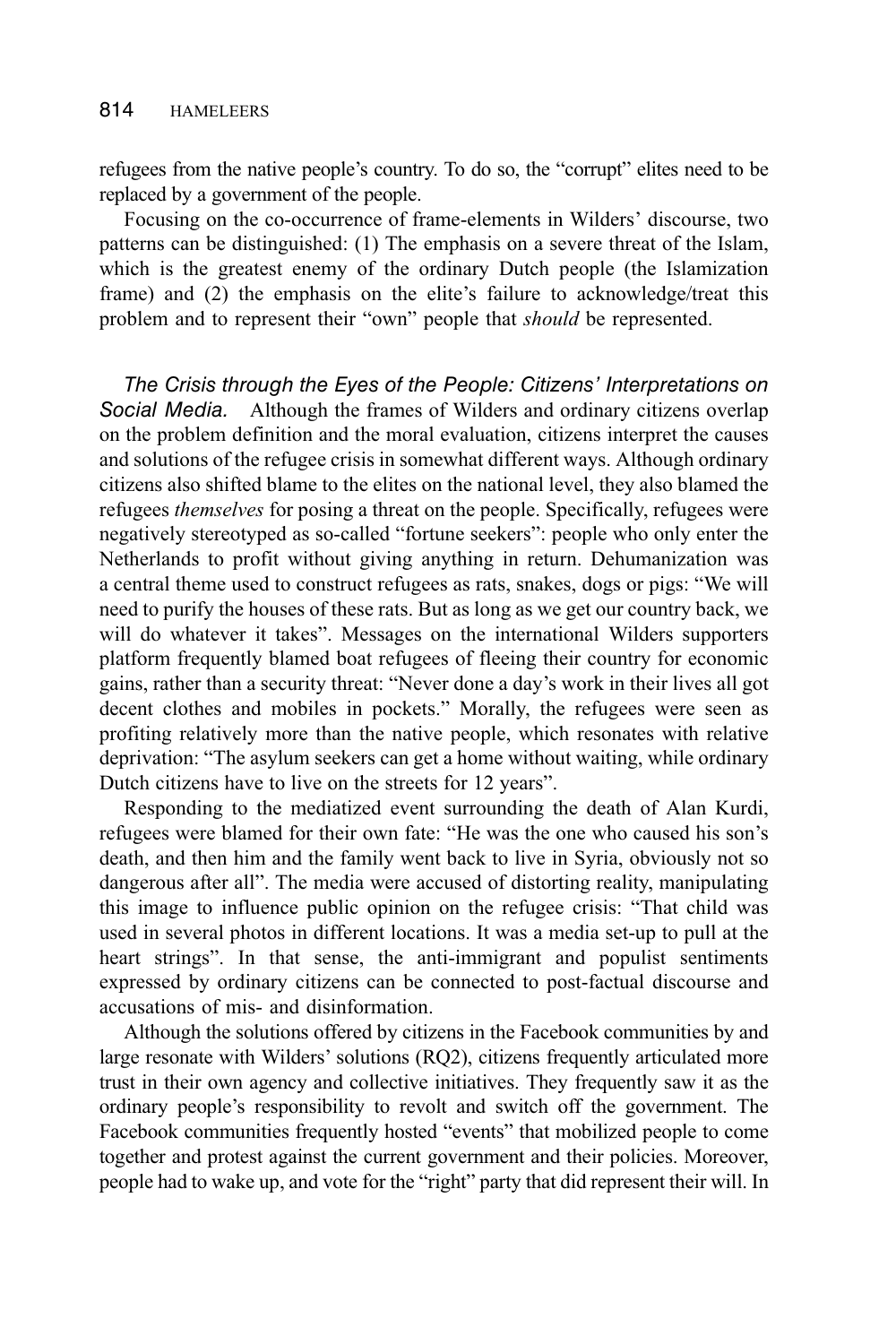refugees from the native people's country. To do so, the "corrupt" elites need to be replaced by a government of the people.

Focusing on the co-occurrence of frame-elements in Wilders' discourse, two patterns can be distinguished: (1) The emphasis on a severe threat of the Islam, which is the greatest enemy of the ordinary Dutch people (the Islamization frame) and (2) the emphasis on the elite's failure to acknowledge/treat this problem and to represent their "own" people that *should* be represented.

*The Crisis through the Eyes of the People: Citizens' Interpretations on Social Media.* Although the frames of Wilders and ordinary citizens overlap on the problem definition and the moral evaluation, citizens interpret the causes and solutions of the refugee crisis in somewhat different ways. Although ordinary citizens also shifted blame to the elites on the national level, they also blamed the refugees *themselves* for posing a threat on the people. Specifically, refugees were negatively stereotyped as so-called "fortune seekers": people who only enter the Netherlands to profit without giving anything in return. Dehumanization was a central theme used to construct refugees as rats, snakes, dogs or pigs: "We will need to purify the houses of these rats. But as long as we get our country back, we will do whatever it takes". Messages on the international Wilders supporters platform frequently blamed boat refugees of fleeing their country for economic gains, rather than a security threat: "Never done a day's work in their lives all got decent clothes and mobiles in pockets." Morally, the refugees were seen as profiting relatively more than the native people, which resonates with relative deprivation: "The asylum seekers can get a home without waiting, while ordinary Dutch citizens have to live on the streets for 12 years".

Responding to the mediatized event surrounding the death of Alan Kurdi, refugees were blamed for their own fate: "He was the one who caused his son's death, and then him and the family went back to live in Syria, obviously not so dangerous after all". The media were accused of distorting reality, manipulating this image to influence public opinion on the refugee crisis: "That child was used in several photos in different locations. It was a media set-up to pull at the heart strings". In that sense, the anti-immigrant and populist sentiments expressed by ordinary citizens can be connected to post-factual discourse and accusations of mis- and disinformation.

Although the solutions offered by citizens in the Facebook communities by and large resonate with Wilders' solutions (RQ2), citizens frequently articulated more trust in their own agency and collective initiatives. They frequently saw it as the ordinary people's responsibility to revolt and switch off the government. The Facebook communities frequently hosted "events" that mobilized people to come together and protest against the current government and their policies. Moreover, people had to wake up, and vote for the "right" party that did represent their will. In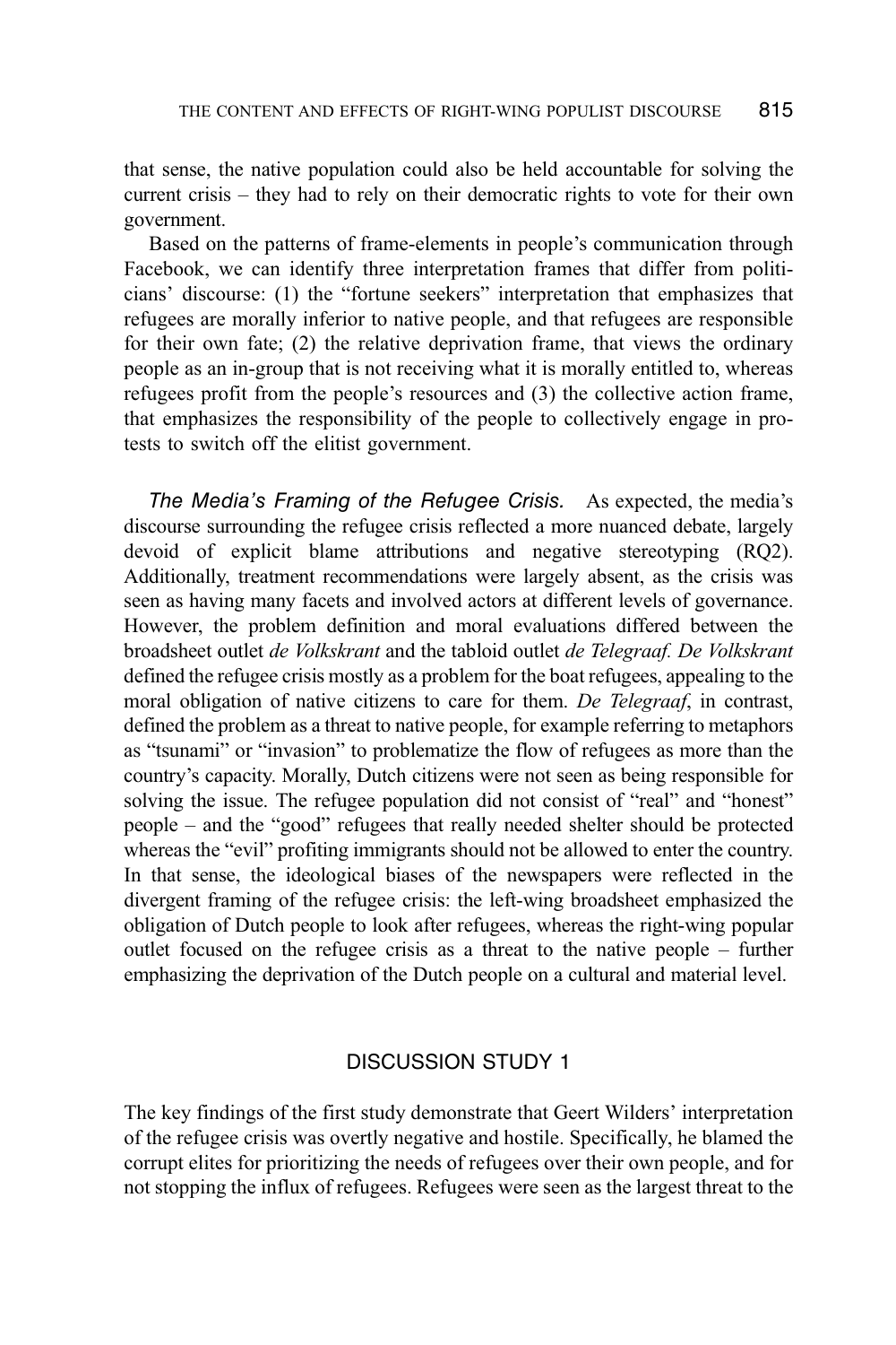that sense, the native population could also be held accountable for solving the current crisis – they had to rely on their democratic rights to vote for their own government.

Based on the patterns of frame-elements in people's communication through Facebook, we can identify three interpretation frames that differ from politicians' discourse: (1) the "fortune seekers" interpretation that emphasizes that refugees are morally inferior to native people, and that refugees are responsible for their own fate; (2) the relative deprivation frame, that views the ordinary people as an in-group that is not receiving what it is morally entitled to, whereas refugees profit from the people's resources and (3) the collective action frame, that emphasizes the responsibility of the people to collectively engage in protests to switch off the elitist government.

*The Media's Framing of the Refugee Crisis.* As expected, the media's discourse surrounding the refugee crisis reflected a more nuanced debate, largely devoid of explicit blame attributions and negative stereotyping (RQ2). Additionally, treatment recommendations were largely absent, as the crisis was seen as having many facets and involved actors at different levels of governance. However, the problem definition and moral evaluations differed between the broadsheet outlet *de Volkskrant* and the tabloid outlet *de Telegraaf. De Volkskrant* defined the refugee crisis mostly as a problem for the boat refugees, appealing to the moral obligation of native citizens to care for them. *De Telegraaf*, in contrast, defined the problem as a threat to native people, for example referring to metaphors as "tsunami" or "invasion" to problematize the flow of refugees as more than the country's capacity. Morally, Dutch citizens were not seen as being responsible for solving the issue. The refugee population did not consist of "real" and "honest" people – and the "good" refugees that really needed shelter should be protected whereas the "evil" profiting immigrants should not be allowed to enter the country. In that sense, the ideological biases of the newspapers were reflected in the divergent framing of the refugee crisis: the left-wing broadsheet emphasized the obligation of Dutch people to look after refugees, whereas the right-wing popular outlet focused on the refugee crisis as a threat to the native people – further emphasizing the deprivation of the Dutch people on a cultural and material level.

## DISCUSSION STUDY 1

The key findings of the first study demonstrate that Geert Wilders' interpretation of the refugee crisis was overtly negative and hostile. Specifically, he blamed the corrupt elites for prioritizing the needs of refugees over their own people, and for not stopping the influx of refugees. Refugees were seen as the largest threat to the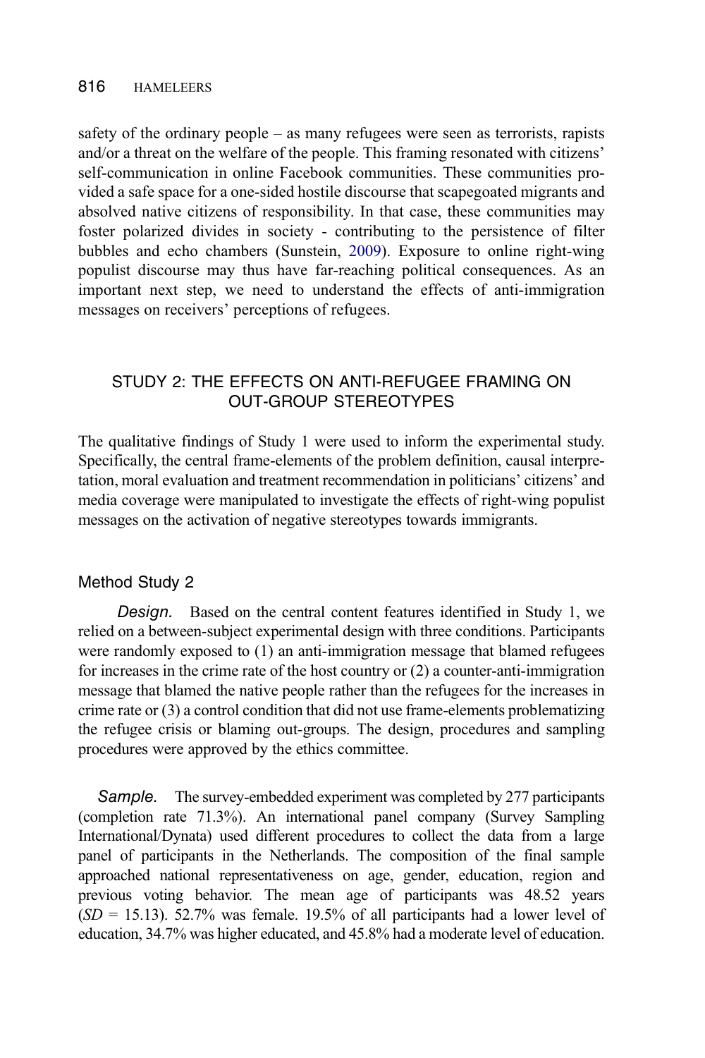safety of the ordinary people – as many refugees were seen as terrorists, rapists and/or a threat on the welfare of the people. This framing resonated with citizens' self-communication in online Facebook communities. These communities provided a safe space for a one-sided hostile discourse that scapegoated migrants and absolved native citizens of responsibility. In that case, these communities may foster polarized divides in society - contributing to the persistence of filter bubbles and echo chambers (Sunstein, 2009). Exposure to online right-wing populist discourse may thus have far-reaching political consequences. As an important next step, we need to understand the effects of anti-immigration messages on receivers' perceptions of refugees.

## STUDY 2: THE EFFECTS ON ANTI-REFUGEE FRAMING ON OUT-GROUP STEREOTYPES

The qualitative findings of Study 1 were used to inform the experimental study. Specifically, the central frame-elements of the problem definition, causal interpretation, moral evaluation and treatment recommendation in politicians' citizens' and media coverage were manipulated to investigate the effects of right-wing populist messages on the activation of negative stereotypes towards immigrants.

### Method Study 2

*Design.* Based on the central content features identified in Study 1, we relied on a between-subject experimental design with three conditions. Participants were randomly exposed to (1) an anti-immigration message that blamed refugees for increases in the crime rate of the host country or (2) a counter-anti-immigration message that blamed the native people rather than the refugees for the increases in crime rate or (3) a control condition that did not use frame-elements problematizing the refugee crisis or blaming out-groups. The design, procedures and sampling procedures were approved by the ethics committee.

*Sample.* The survey-embedded experiment was completed by 277 participants (completion rate 71.3%). An international panel company (Survey Sampling International/Dynata) used different procedures to collect the data from a large panel of participants in the Netherlands. The composition of the final sample approached national representativeness on age, gender, education, region and previous voting behavior. The mean age of participants was 48.52 years ($SD$ = 15.13). 52.7% was female. 19.5% of all participants had a lower level of education, 34.7% was higher educated, and 45.8% had a moderate level of education.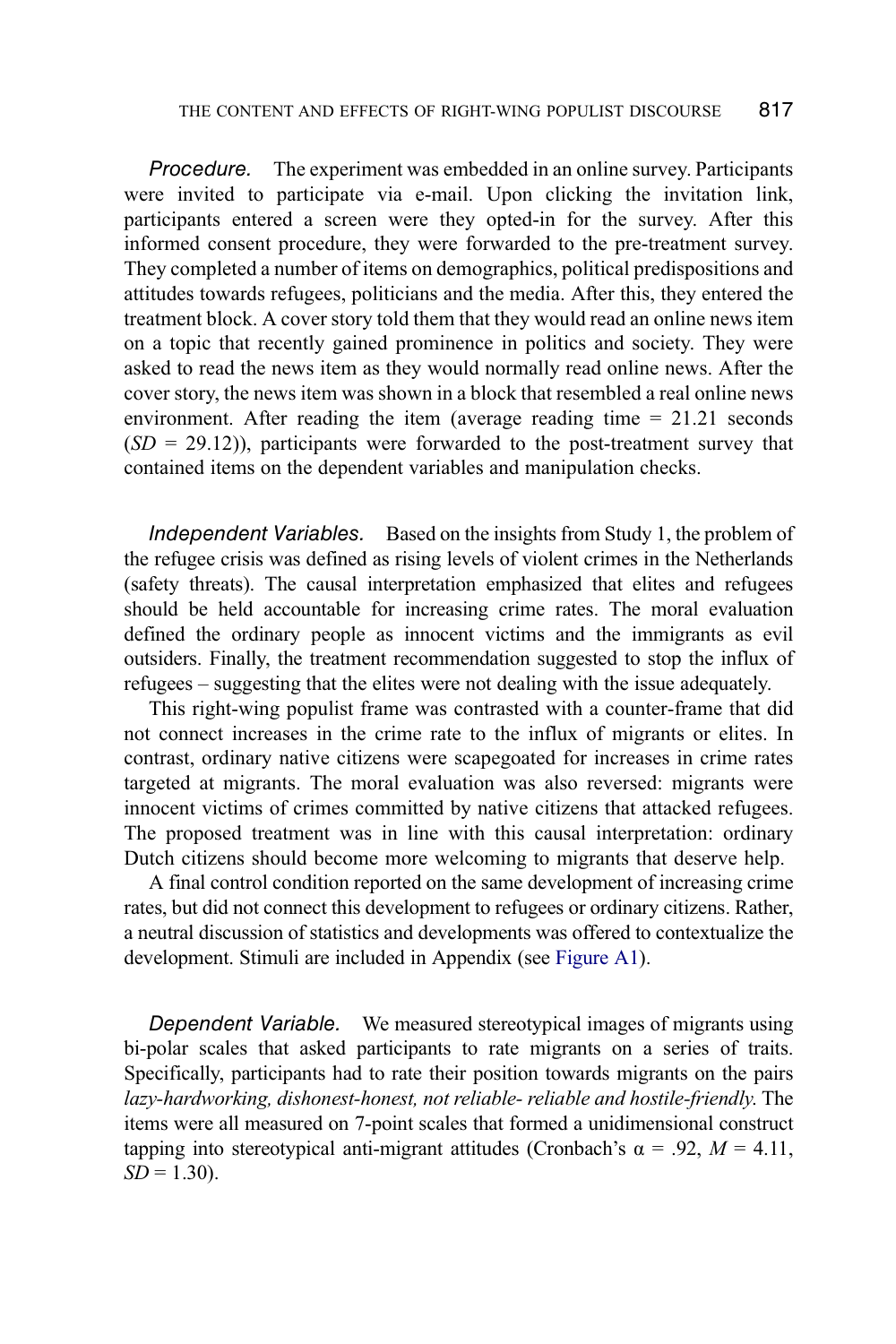*Procedure.* The experiment was embedded in an online survey. Participants were invited to participate via e-mail. Upon clicking the invitation link, participants entered a screen were they opted-in for the survey. After this informed consent procedure, they were forwarded to the pre-treatment survey. They completed a number of items on demographics, political predispositions and attitudes towards refugees, politicians and the media. After this, they entered the treatment block. A cover story told them that they would read an online news item on a topic that recently gained prominence in politics and society. They were asked to read the news item as they would normally read online news. After the cover story, the news item was shown in a block that resembled a real online news environment. After reading the item (average reading time = 21.21 seconds ($SD$ = 29.12)), participants were forwarded to the post-treatment survey that contained items on the dependent variables and manipulation checks.

*Independent Variables.* Based on the insights from Study 1, the problem of the refugee crisis was defined as rising levels of violent crimes in the Netherlands (safety threats). The causal interpretation emphasized that elites and refugees should be held accountable for increasing crime rates. The moral evaluation defined the ordinary people as innocent victims and the immigrants as evil outsiders. Finally, the treatment recommendation suggested to stop the influx of refugees – suggesting that the elites were not dealing with the issue adequately.

This right-wing populist frame was contrasted with a counter-frame that did not connect increases in the crime rate to the influx of migrants or elites. In contrast, ordinary native citizens were scapegoated for increases in crime rates targeted at migrants. The moral evaluation was also reversed: migrants were innocent victims of crimes committed by native citizens that attacked refugees. The proposed treatment was in line with this causal interpretation: ordinary Dutch citizens should become more welcoming to migrants that deserve help.

A final control condition reported on the same development of increasing crime rates, but did not connect this development to refugees or ordinary citizens. Rather, a neutral discussion of statistics and developments was offered to contextualize the development. Stimuli are included in Appendix (see Figure A1).

*Dependent Variable.* We measured stereotypical images of migrants using bi-polar scales that asked participants to rate migrants on a series of traits. Specifically, participants had to rate their position towards migrants on the pairs *lazy-hardworking, dishonest-honest, not reliable- reliable and hostile-friendly*. The items were all measured on 7-point scales that formed a unidimensional construct tapping into stereotypical anti-migrant attitudes (Cronbach's $\alpha$ = .92, $M$ = 4.11, $SD$ = 1.30).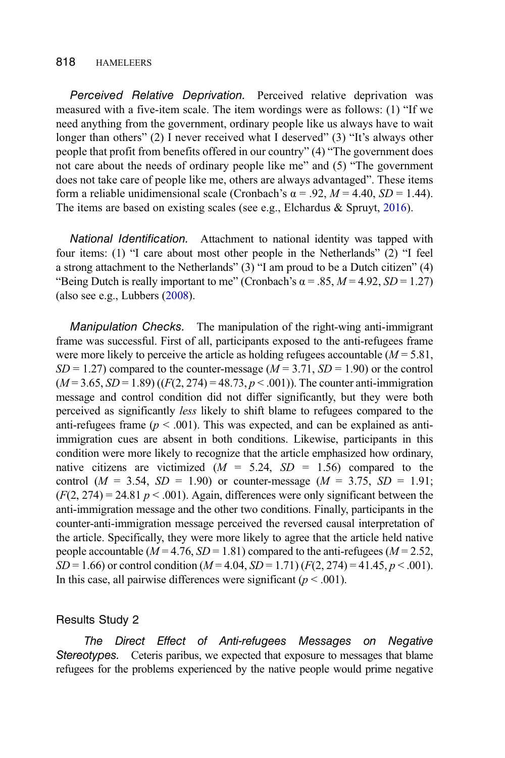*Perceived Relative Deprivation.* Perceived relative deprivation was measured with a five-item scale. The item wordings were as follows: (1) "If we need anything from the government, ordinary people like us always have to wait longer than others" (2) I never received what I deserved" (3) "It's always other people that profit from benefits offered in our country" (4) "The government does not care about the needs of ordinary people like me" and (5) "The government does not take care of people like me, others are always advantaged". These items form a reliable unidimensional scale (Cronbach's $\alpha = .92$, $M = 4.40$, $SD = 1.44$). The items are based on existing scales (see e.g., Elchardus & Spruyt, 2016).

*National Identification.* Attachment to national identity was tapped with four items: (1) "I care about most other people in the Netherlands" (2) "I feel a strong attachment to the Netherlands" (3) "I am proud to be a Dutch citizen" (4) "Being Dutch is really important to me" (Cronbach's $\alpha = .85$, $M = 4.92$, $SD = 1.27$) (also see e.g., Lubbers (2008).

*Manipulation Checks.* The manipulation of the right-wing anti-immigrant frame was successful. First of all, participants exposed to the anti-refugees frame were more likely to perceive the article as holding refugees accountable ($M = 5.81$, $SD = 1.27$) compared to the counter-message ($M = 3.71$, $SD = 1.90$) or the control ($M = 3.65$, $SD = 1.89$) (($F(2, 274) = 48.73$, $p < .001$)). The counter anti-immigration message and control condition did not differ significantly, but they were both perceived as significantly *less* likely to shift blame to refugees compared to the anti-refugees frame ($p < .001$). This was expected, and can be explained as anti-immigration cues are absent in both conditions. Likewise, participants in this condition were more likely to recognize that the article emphasized how ordinary, native citizens are victimized ($M = 5.24$, $SD = 1.56$) compared to the control ($M = 3.54$, $SD = 1.90$) or counter-message ($M = 3.75$, $SD = 1.91$; ($F(2, 274) = 24.81$ $p < .001$). Again, differences were only significant between the anti-immigration message and the other two conditions. Finally, participants in the counter-anti-immigration message perceived the reversed causal interpretation of the article. Specifically, they were more likely to agree that the article held native people accountable ($M = 4.76$, $SD = 1.81$) compared to the anti-refugees ($M = 2.52$, $SD = 1.66$) or control condition ($M = 4.04$, $SD = 1.71$) ($F(2, 274) = 41.45$, $p < .001$). In this case, all pairwise differences were significant ($p < .001$).

## Results Study 2

*The Direct Effect of Anti-refugees Messages on Negative Stereotypes.* Ceteris paribus, we expected that exposure to messages that blame refugees for the problems experienced by the native people would prime negative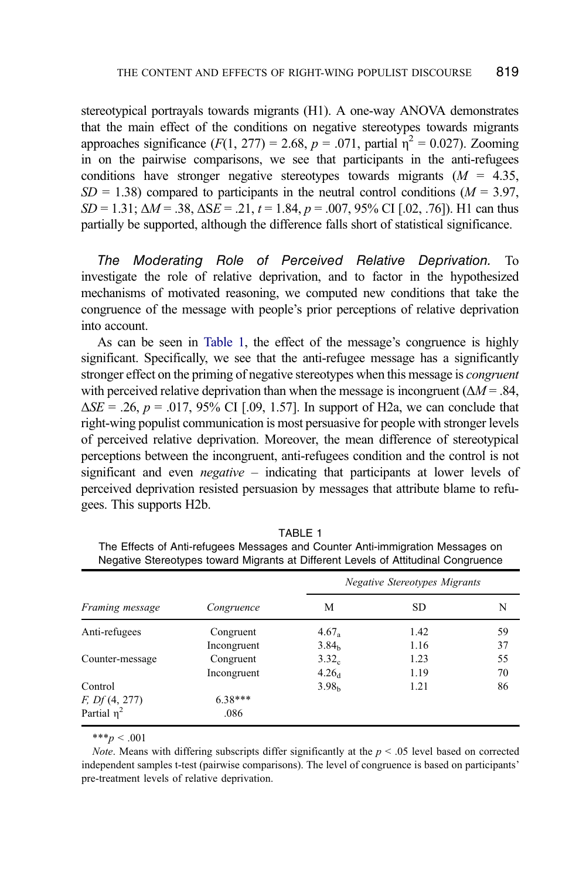stereotypical portrayals towards migrants (H1). A one-way ANOVA demonstrates that the main effect of the conditions on negative stereotypes towards migrants approaches significance ($F(1, 277) = 2.68$, $p = .071$, partial $\eta^2 = 0.027$). Zooming in on the pairwise comparisons, we see that participants in the anti-refugees conditions have stronger negative stereotypes towards migrants ($M = 4.35$, $SD = 1.38$) compared to participants in the neutral control conditions ($M = 3.97$, $SD = 1.31$; $\Delta M = .38$, $\Delta SE = .21$, $t = 1.84$, $p = .007$, 95% CI [.02, .76]). H1 can thus partially be supported, although the difference falls short of statistical significance.

*The Moderating Role of Perceived Relative Deprivation.* To investigate the role of relative deprivation, and to factor in the hypothesized mechanisms of motivated reasoning, we computed new conditions that take the congruence of the message with people's prior perceptions of relative deprivation into account.

As can be seen in Table 1, the effect of the message's congruence is highly significant. Specifically, we see that the anti-refugee message has a significantly stronger effect on the priming of negative stereotypes when this message is *congruent* with perceived relative deprivation than when the message is incongruent ($\Delta M = .84$, $\Delta SE = .26$, $p = .017$, 95% CI [.09, 1.57]. In support of H2a, we can conclude that right-wing populist communication is most persuasive for people with stronger levels of perceived relative deprivation. Moreover, the mean difference of stereotypical perceptions between the incongruent, anti-refugees condition and the control is not significant and even *negative* – indicating that participants at lower levels of perceived deprivation resisted persuasion by messages that attribute blame to refugees. This supports H2b.

TABLE 1
The Effects of Anti-refugees Messages and Counter Anti-immigration Messages on Negative Stereotypes toward Migrants at Different Levels of Attitudinal Congruence

| | | *Negative Stereotypes Migrants* | | |
|---|---|---|---|---|
| *Framing message* | *Congruence* | M | SD | N |
| Anti-refugees | Congruent | $4.67_a$ | 1.42 | 59 |
| | Incongruent | $3.84_b$ | 1.16 | 37 |
| Counter-message | Congruent | $3.32_c$ | 1.23 | 55 |
| | Incongruent | $4.26_d$ | 1.19 | 70 |
| Control | | $3.98_b$ | 1.21 | 86 |
| *F, Df* (4, 277) | 6.38*** | | | |
| Partial $\eta^2$ | .086 | | | |

***$p < .001$

*Note*. Means with differing subscripts differ significantly at the $p < .05$ level based on corrected independent samples t-test (pairwise comparisons). The level of congruence is based on participants' pre-treatment levels of relative deprivation.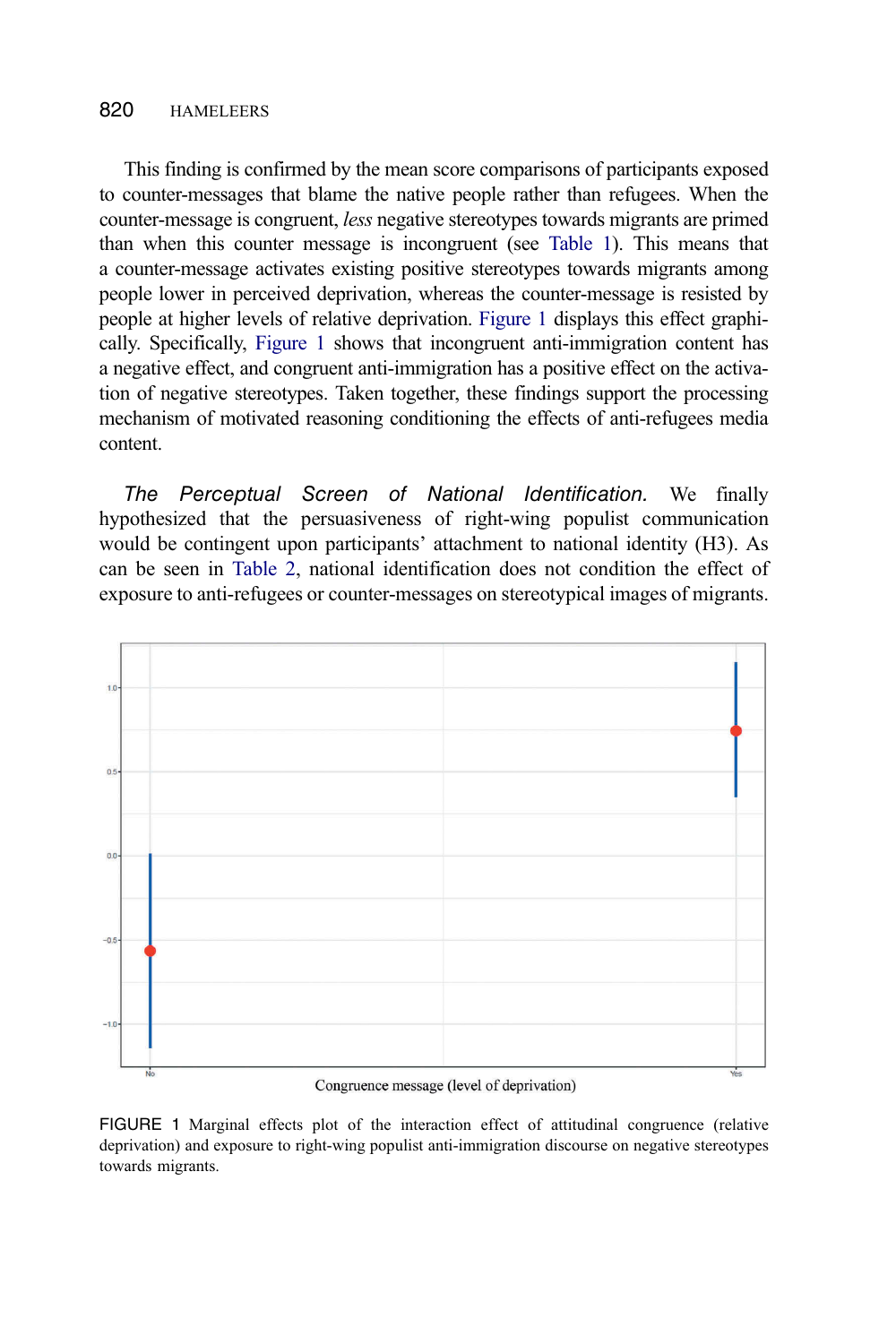This finding is confirmed by the mean score comparisons of participants exposed to counter-messages that blame the native people rather than refugees. When the counter-message is congruent, *less* negative stereotypes towards migrants are primed than when this counter message is incongruent (see Table 1). This means that a counter-message activates existing positive stereotypes towards migrants among people lower in perceived deprivation, whereas the counter-message is resisted by people at higher levels of relative deprivation. Figure 1 displays this effect graphically. Specifically, Figure 1 shows that incongruent anti-immigration content has a negative effect, and congruent anti-immigration has a positive effect on the activation of negative stereotypes. Taken together, these findings support the processing mechanism of motivated reasoning conditioning the effects of anti-refugees media content.

*The Perceptual Screen of National Identification.* We finally hypothesized that the persuasiveness of right-wing populist communication would be contingent upon participants' attachment to national identity (H3). As can be seen in Table 2, national identification does not condition the effect of exposure to anti-refugees or counter-messages on stereotypical images of migrants.

FIGURE 1 Marginal effects plot of the interaction effect of attitudinal congruence (relative deprivation) and exposure to right-wing populist anti-immigration discourse on negative stereotypes towards migrants.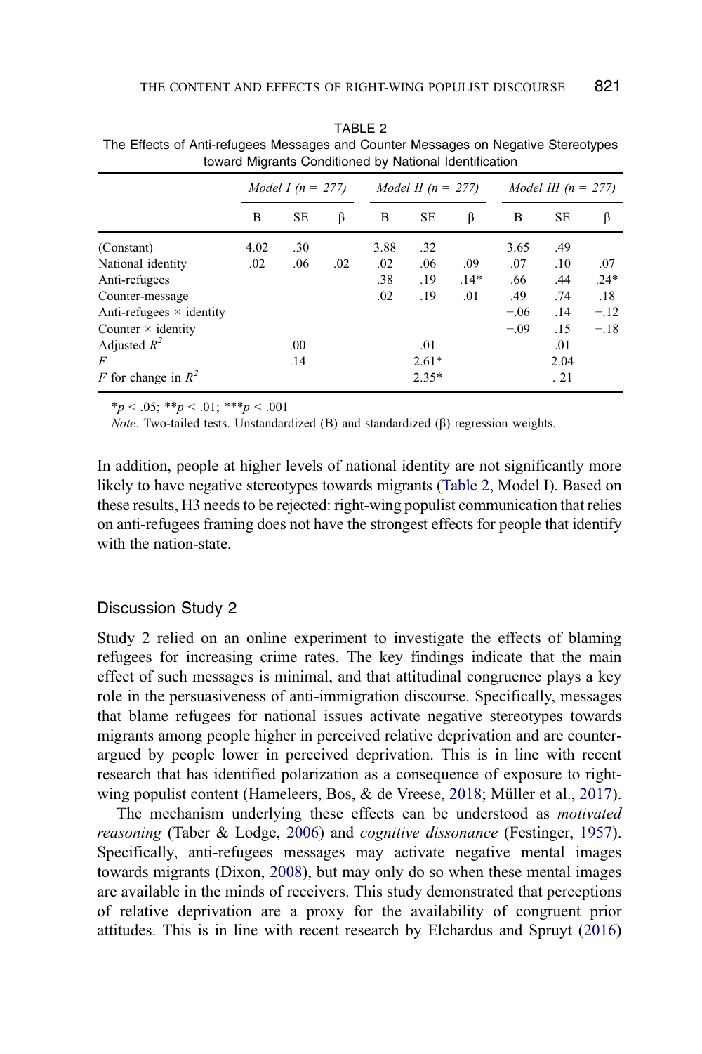TABLE 2
The Effects of Anti-refugees Messages and Counter Messages on Negative Stereotypes toward Migrants Conditioned by National Identification

| | *Model I (n = 277)* | | | *Model II (n = 277)* | | | *Model III (n = 277)* | | |
|---|---|---|---|---|---|---|---|---|---|
| | B | SE | β | B | SE | β | B | SE | β |
| (Constant) | 4.02 | .30 | | 3.88 | .32 | | 3.65 | .49 | |
| National identity | .02 | .06 | .02 | .02 | .06 | .09 | .07 | .10 | .07 |
| Anti-refugees | | | | .38 | .19 | .14* | .66 | .44 | .24* |
| Counter-message | | | | .02 | .19 | .01 | .49 | .74 | .18 |
| Anti-refugees × identity | | | | | | | −.06 | .14 | −.12 |
| Counter × identity | | | | | | | −.09 | .15 | −.18 |
| Adjusted $R^2$ | | .00 | | | .01 | | | .01 | |
| $F$ | | .14 | | | 2.61* | | | 2.04 | |
| $F$ for change in $R^2$ | | | | | 2.35* | | | . 21 | |

*$p < .05$; **$p < .01$; ***$p < .001$

*Note*. Two-tailed tests. Unstandardized (B) and standardized (β) regression weights.

In addition, people at higher levels of national identity are not significantly more likely to have negative stereotypes towards migrants (Table 2, Model I). Based on these results, H3 needs to be rejected: right-wing populist communication that relies on anti-refugees framing does not have the strongest effects for people that identify with the nation-state.

## Discussion Study 2

Study 2 relied on an online experiment to investigate the effects of blaming refugees for increasing crime rates. The key findings indicate that the main effect of such messages is minimal, and that attitudinal congruence plays a key role in the persuasiveness of anti-immigration discourse. Specifically, messages that blame refugees for national issues activate negative stereotypes towards migrants among people higher in perceived relative deprivation and are counter-argued by people lower in perceived deprivation. This is in line with recent research that has identified polarization as a consequence of exposure to right-wing populist content (Hameleers, Bos, & de Vreese, 2018; Müller et al., 2017).

The mechanism underlying these effects can be understood as *motivated reasoning* (Taber & Lodge, 2006) and *cognitive dissonance* (Festinger, 1957). Specifically, anti-refugees messages may activate negative mental images towards migrants (Dixon, 2008), but may only do so when these mental images are available in the minds of receivers. This study demonstrated that perceptions of relative deprivation are a proxy for the availability of congruent prior attitudes. This is in line with recent research by Elchardus and Spruyt (2016)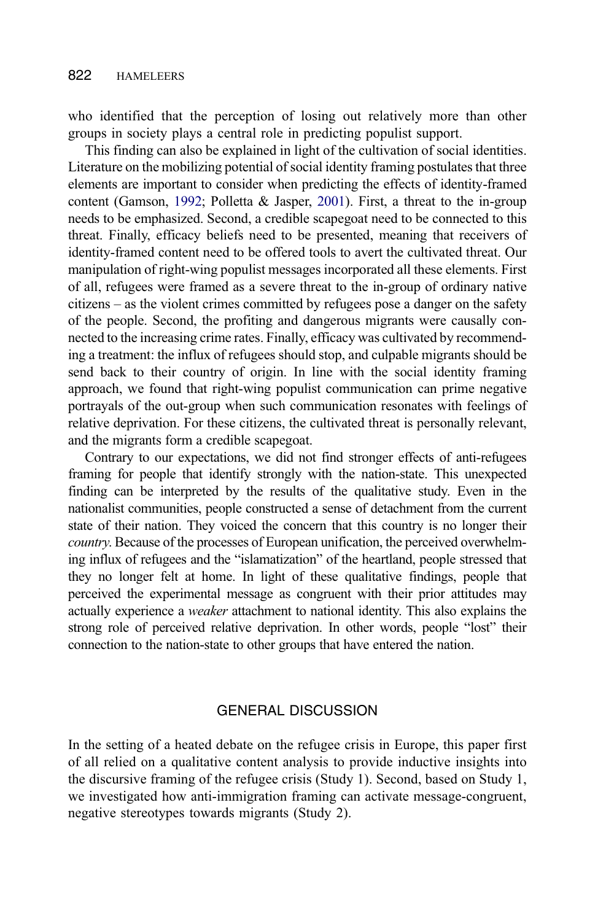who identified that the perception of losing out relatively more than other groups in society plays a central role in predicting populist support.

This finding can also be explained in light of the cultivation of social identities. Literature on the mobilizing potential of social identity framing postulates that three elements are important to consider when predicting the effects of identity-framed content (Gamson, 1992; Polletta & Jasper, 2001). First, a threat to the in-group needs to be emphasized. Second, a credible scapegoat need to be connected to this threat. Finally, efficacy beliefs need to be presented, meaning that receivers of identity-framed content need to be offered tools to avert the cultivated threat. Our manipulation of right-wing populist messages incorporated all these elements. First of all, refugees were framed as a severe threat to the in-group of ordinary native citizens – as the violent crimes committed by refugees pose a danger on the safety of the people. Second, the profiting and dangerous migrants were causally connected to the increasing crime rates. Finally, efficacy was cultivated by recommending a treatment: the influx of refugees should stop, and culpable migrants should be send back to their country of origin. In line with the social identity framing approach, we found that right-wing populist communication can prime negative portrayals of the out-group when such communication resonates with feelings of relative deprivation. For these citizens, the cultivated threat is personally relevant, and the migrants form a credible scapegoat.

Contrary to our expectations, we did not find stronger effects of anti-refugees framing for people that identify strongly with the nation-state. This unexpected finding can be interpreted by the results of the qualitative study. Even in the nationalist communities, people constructed a sense of detachment from the current state of their nation. They voiced the concern that this country is no longer their *country*. Because of the processes of European unification, the perceived overwhelming influx of refugees and the "islamatization" of the heartland, people stressed that they no longer felt at home. In light of these qualitative findings, people that perceived the experimental message as congruent with their prior attitudes may actually experience a *weaker* attachment to national identity. This also explains the strong role of perceived relative deprivation. In other words, people "lost" their connection to the nation-state to other groups that have entered the nation.

## GENERAL DISCUSSION

In the setting of a heated debate on the refugee crisis in Europe, this paper first of all relied on a qualitative content analysis to provide inductive insights into the discursive framing of the refugee crisis (Study 1). Second, based on Study 1, we investigated how anti-immigration framing can activate message-congruent, negative stereotypes towards migrants (Study 2).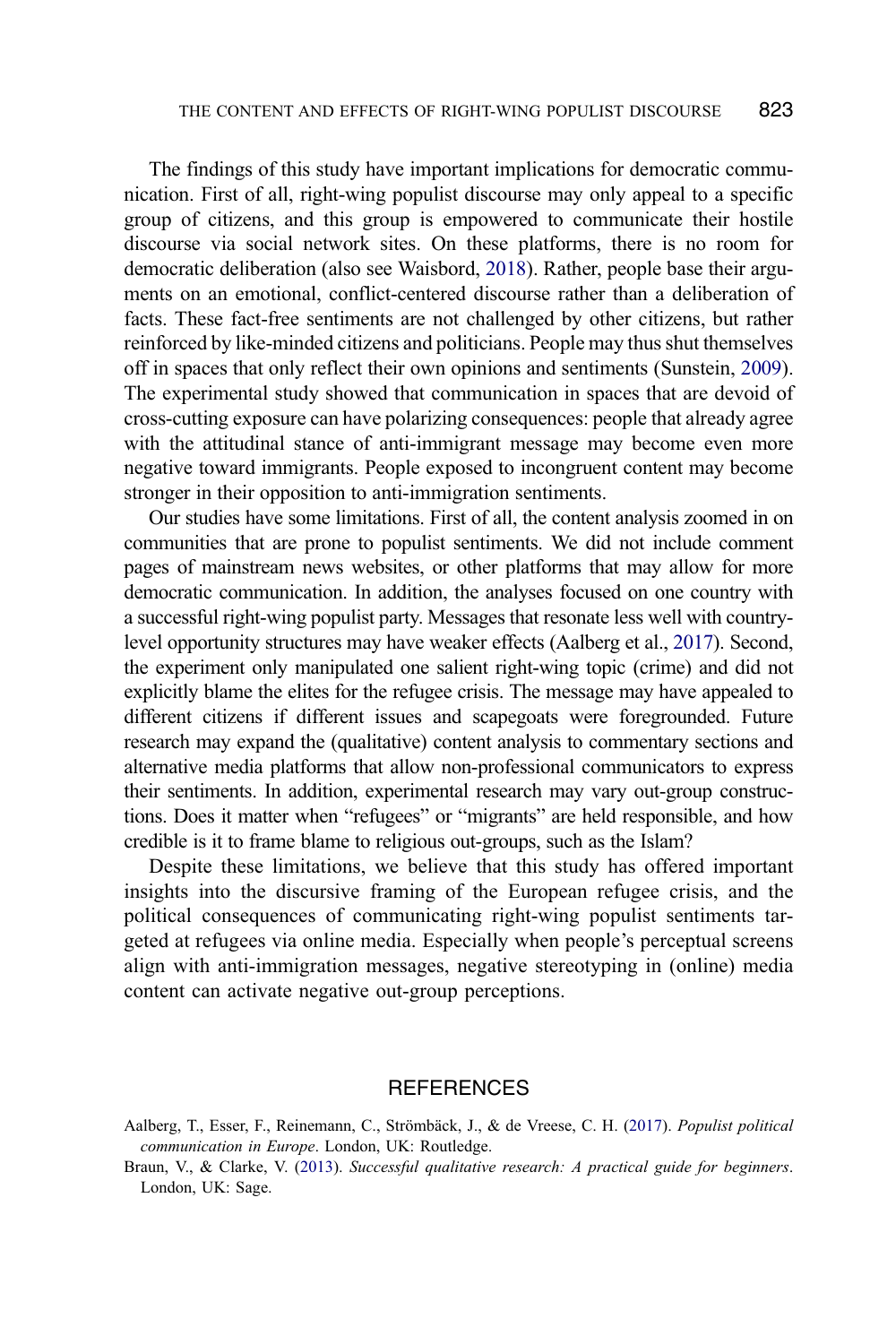The findings of this study have important implications for democratic communication. First of all, right-wing populist discourse may only appeal to a specific group of citizens, and this group is empowered to communicate their hostile discourse via social network sites. On these platforms, there is no room for democratic deliberation (also see Waisbord, 2018). Rather, people base their arguments on an emotional, conflict-centered discourse rather than a deliberation of facts. These fact-free sentiments are not challenged by other citizens, but rather reinforced by like-minded citizens and politicians. People may thus shut themselves off in spaces that only reflect their own opinions and sentiments (Sunstein, 2009). The experimental study showed that communication in spaces that are devoid of cross-cutting exposure can have polarizing consequences: people that already agree with the attitudinal stance of anti-immigrant message may become even more negative toward immigrants. People exposed to incongruent content may become stronger in their opposition to anti-immigration sentiments.

Our studies have some limitations. First of all, the content analysis zoomed in on communities that are prone to populist sentiments. We did not include comment pages of mainstream news websites, or other platforms that may allow for more democratic communication. In addition, the analyses focused on one country with a successful right-wing populist party. Messages that resonate less well with country-level opportunity structures may have weaker effects (Aalberg et al., 2017). Second, the experiment only manipulated one salient right-wing topic (crime) and did not explicitly blame the elites for the refugee crisis. The message may have appealed to different citizens if different issues and scapegoats were foregrounded. Future research may expand the (qualitative) content analysis to commentary sections and alternative media platforms that allow non-professional communicators to express their sentiments. In addition, experimental research may vary out-group constructions. Does it matter when "refugees" or "migrants" are held responsible, and how credible is it to frame blame to religious out-groups, such as the Islam?

Despite these limitations, we believe that this study has offered important insights into the discursive framing of the European refugee crisis, and the political consequences of communicating right-wing populist sentiments targeted at refugees via online media. Especially when people's perceptual screens align with anti-immigration messages, negative stereotyping in (online) media content can activate negative out-group perceptions.

## REFERENCES

Aalberg, T., Esser, F., Reinemann, C., Strömbäck, J., & de Vreese, C. H. (2017). *Populist political communication in Europe*. London, UK: Routledge.

Braun, V., & Clarke, V. (2013). *Successful qualitative research: A practical guide for beginners*. London, UK: Sage.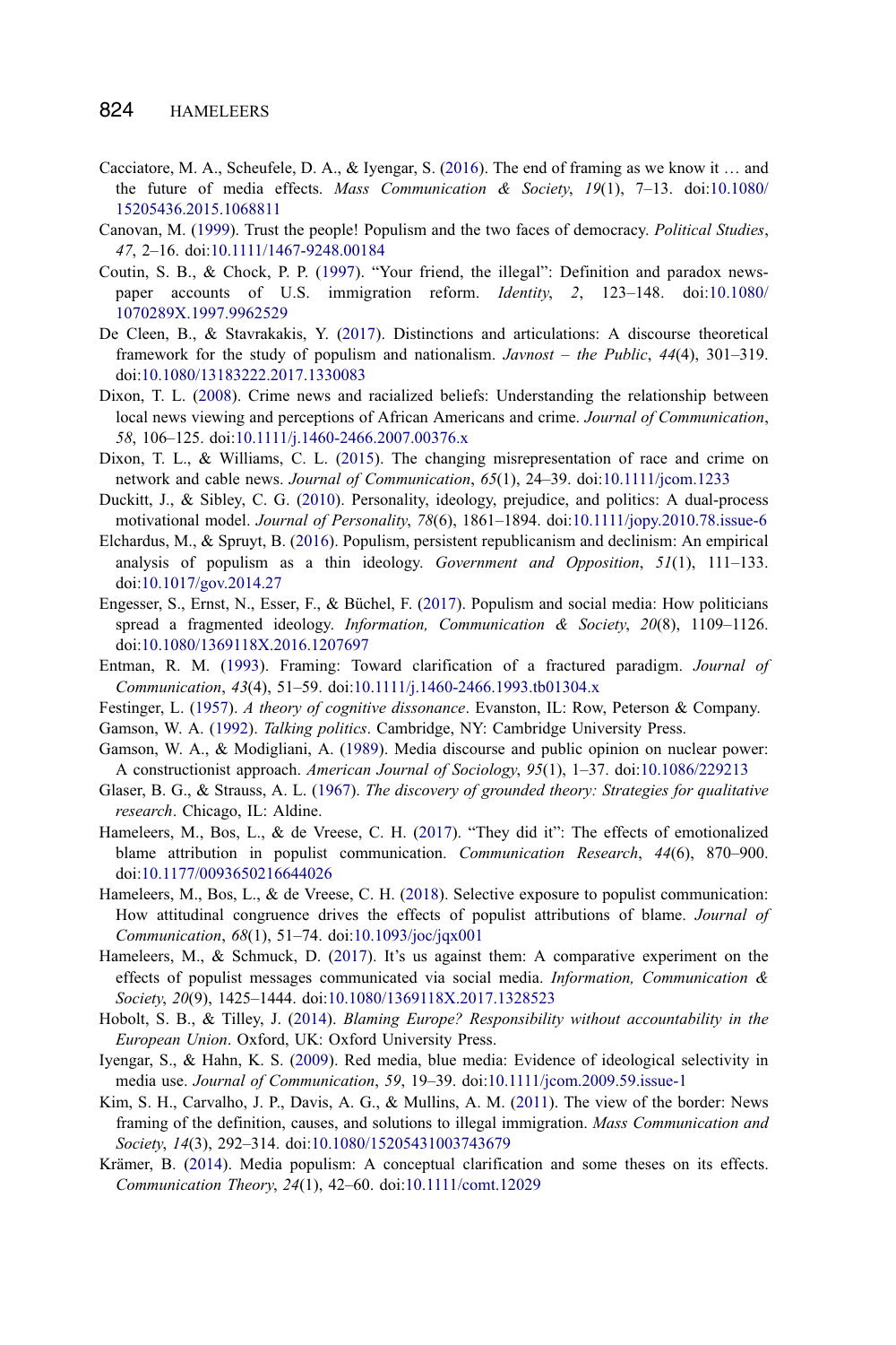Cacciatore, M. A., Scheufele, D. A., & Iyengar, S. (2016). The end of framing as we know it … and the future of media effects. *Mass Communication & Society*, *19*(1), 7–13. doi:10.1080/15205436.2015.1068811

Canovan, M. (1999). Trust the people! Populism and the two faces of democracy. *Political Studies*, *47*, 2–16. doi:10.1111/1467-9248.00184

Coutin, S. B., & Chock, P. P. (1997). "Your friend, the illegal": Definition and paradox newspaper accounts of U.S. immigration reform. *Identity*, *2*, 123–148. doi:10.1080/1070289X.1997.9962529

De Cleen, B., & Stavrakakis, Y. (2017). Distinctions and articulations: A discourse theoretical framework for the study of populism and nationalism. *Javnost – the Public*, *44*(4), 301–319. doi:10.1080/13183222.2017.1330083

Dixon, T. L. (2008). Crime news and racialized beliefs: Understanding the relationship between local news viewing and perceptions of African Americans and crime. *Journal of Communication*, *58*, 106–125. doi:10.1111/j.1460-2466.2007.00376.x

Dixon, T. L., & Williams, C. L. (2015). The changing misrepresentation of race and crime on network and cable news. *Journal of Communication*, *65*(1), 24–39. doi:10.1111/jcom.1233

Duckitt, J., & Sibley, C. G. (2010). Personality, ideology, prejudice, and politics: A dual-process motivational model. *Journal of Personality*, *78*(6), 1861–1894. doi:10.1111/jopy.2010.78.issue-6

Elchardus, M., & Spruyt, B. (2016). Populism, persistent republicanism and declinism: An empirical analysis of populism as a thin ideology. *Government and Opposition*, *51*(1), 111–133. doi:10.1017/gov.2014.27

Engesser, S., Ernst, N., Esser, F., & Büchel, F. (2017). Populism and social media: How politicians spread a fragmented ideology. *Information, Communication & Society*, *20*(8), 1109–1126. doi:10.1080/1369118X.2016.1207697

Entman, R. M. (1993). Framing: Toward clarification of a fractured paradigm. *Journal of Communication*, *43*(4), 51–59. doi:10.1111/j.1460-2466.1993.tb01304.x

Festinger, L. (1957). *A theory of cognitive dissonance*. Evanston, IL: Row, Peterson & Company.

Gamson, W. A. (1992). *Talking politics*. Cambridge, NY: Cambridge University Press.

Gamson, W. A., & Modigliani, A. (1989). Media discourse and public opinion on nuclear power: A constructionist approach. *American Journal of Sociology*, *95*(1), 1–37. doi:10.1086/229213

Glaser, B. G., & Strauss, A. L. (1967). *The discovery of grounded theory: Strategies for qualitative research*. Chicago, IL: Aldine.

Hameleers, M., Bos, L., & de Vreese, C. H. (2017). "They did it": The effects of emotionalized blame attribution in populist communication. *Communication Research*, *44*(6), 870–900. doi:10.1177/0093650216644026

Hameleers, M., Bos, L., & de Vreese, C. H. (2018). Selective exposure to populist communication: How attitudinal congruence drives the effects of populist attributions of blame. *Journal of Communication*, *68*(1), 51–74. doi:10.1093/joc/jqx001

Hameleers, M., & Schmuck, D. (2017). It's us against them: A comparative experiment on the effects of populist messages communicated via social media. *Information, Communication & Society*, *20*(9), 1425–1444. doi:10.1080/1369118X.2017.1328523

Hobolt, S. B., & Tilley, J. (2014). *Blaming Europe? Responsibility without accountability in the European Union*. Oxford, UK: Oxford University Press.

Iyengar, S., & Hahn, K. S. (2009). Red media, blue media: Evidence of ideological selectivity in media use. *Journal of Communication*, *59*, 19–39. doi:10.1111/jcom.2009.59.issue-1

Kim, S. H., Carvalho, J. P., Davis, A. G., & Mullins, A. M. (2011). The view of the border: News framing of the definition, causes, and solutions to illegal immigration. *Mass Communication and Society*, *14*(3), 292–314. doi:10.1080/15205431003743679

Krämer, B. (2014). Media populism: A conceptual clarification and some theses on its effects. *Communication Theory*, *24*(1), 42–60. doi:10.1111/comt.12029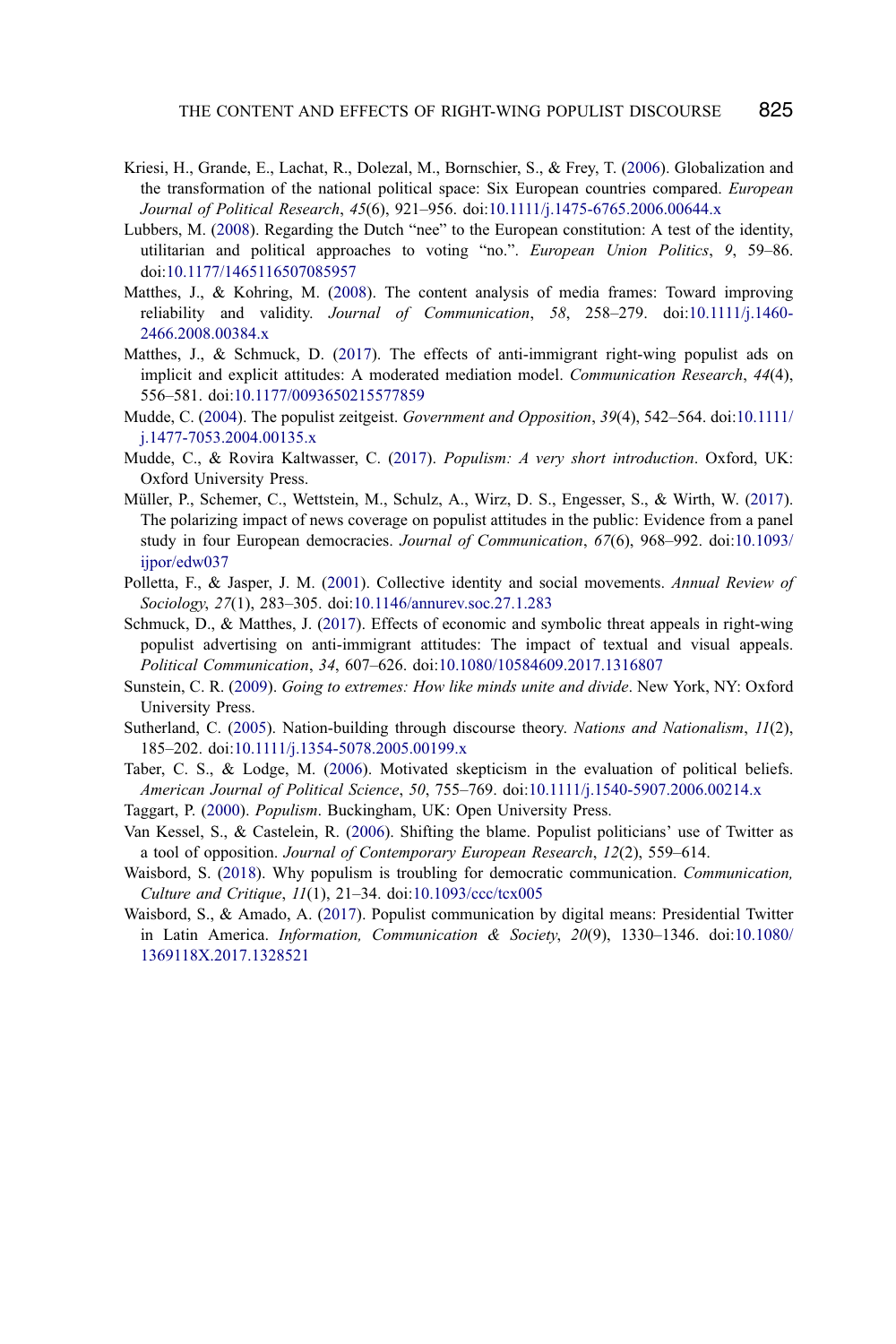Kriesi, H., Grande, E., Lachat, R., Dolezal, M., Bornschier, S., & Frey, T. (2006). Globalization and the transformation of the national political space: Six European countries compared. *European Journal of Political Research*, *45*(6), 921–956. doi:10.1111/j.1475-6765.2006.00644.x

Lubbers, M. (2008). Regarding the Dutch "nee" to the European constitution: A test of the identity, utilitarian and political approaches to voting "no.". *European Union Politics*, *9*, 59–86. doi:10.1177/1465116507085957

Matthes, J., & Kohring, M. (2008). The content analysis of media frames: Toward improving reliability and validity. *Journal of Communication*, *58*, 258–279. doi:10.1111/j.1460-2466.2008.00384.x

Matthes, J., & Schmuck, D. (2017). The effects of anti-immigrant right-wing populist ads on implicit and explicit attitudes: A moderated mediation model. *Communication Research*, *44*(4), 556–581. doi:10.1177/0093650215577859

Mudde, C. (2004). The populist zeitgeist. *Government and Opposition*, *39*(4), 542–564. doi:10.1111/j.1477-7053.2004.00135.x

Mudde, C., & Rovira Kaltwasser, C. (2017). *Populism: A very short introduction*. Oxford, UK: Oxford University Press.

Müller, P., Schemer, C., Wettstein, M., Schulz, A., Wirz, D. S., Engesser, S., & Wirth, W. (2017). The polarizing impact of news coverage on populist attitudes in the public: Evidence from a panel study in four European democracies. *Journal of Communication*, *67*(6), 968–992. doi:10.1093/ijpor/edw037

Polletta, F., & Jasper, J. M. (2001). Collective identity and social movements. *Annual Review of Sociology*, *27*(1), 283–305. doi:10.1146/annurev.soc.27.1.283

Schmuck, D., & Matthes, J. (2017). Effects of economic and symbolic threat appeals in right-wing populist advertising on anti-immigrant attitudes: The impact of textual and visual appeals. *Political Communication*, *34*, 607–626. doi:10.1080/10584609.2017.1316807

Sunstein, C. R. (2009). *Going to extremes: How like minds unite and divide*. New York, NY: Oxford University Press.

Sutherland, C. (2005). Nation-building through discourse theory. *Nations and Nationalism*, *11*(2), 185–202. doi:10.1111/j.1354-5078.2005.00199.x

Taber, C. S., & Lodge, M. (2006). Motivated skepticism in the evaluation of political beliefs. *American Journal of Political Science*, *50*, 755–769. doi:10.1111/j.1540-5907.2006.00214.x

Taggart, P. (2000). *Populism*. Buckingham, UK: Open University Press.

Van Kessel, S., & Castelein, R. (2006). Shifting the blame. Populist politicians' use of Twitter as a tool of opposition. *Journal of Contemporary European Research*, *12*(2), 559–614.

Waisbord, S. (2018). Why populism is troubling for democratic communication. *Communication, Culture and Critique*, *11*(1), 21–34. doi:10.1093/ccc/tcx005

Waisbord, S., & Amado, A. (2017). Populist communication by digital means: Presidential Twitter in Latin America. *Information, Communication & Society*, *20*(9), 1330–1346. doi:10.1080/1369118X.2017.1328521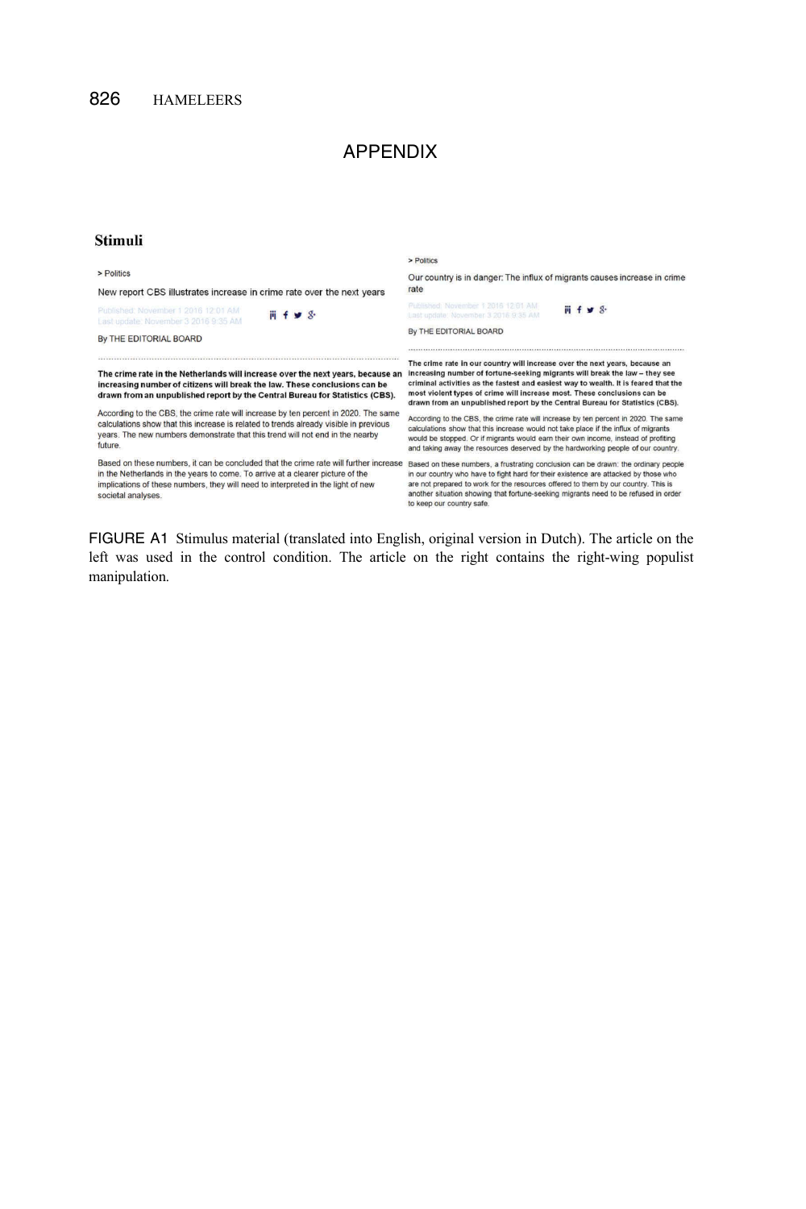# APPENDIX

## Stimuli

> Politics

New report CBS illustrates increase in crime rate over the next years

Published: November 1 2016 12:01 AM
Last update: November 3 2016 9:35 AM

By THE EDITORIAL BOARD

**The crime rate in the Netherlands will increase over the next years, because an increasing number of citizens will break the law. These conclusions can be drawn from an unpublished report by the Central Bureau for Statistics (CBS).**

According to the CBS, the crime rate will increase by ten percent in 2020. The same calculations show that this increase is related to trends already visible in previous years. The new numbers demonstrate that this trend will not end in the nearby future.

Based on these numbers, it can be concluded that the crime rate will further increase in the Netherlands in the years to come. To arrive at a clearer picture of the implications of these numbers, they will need to interpreted in the light of new societal analyses.

> Politics

Our country is in danger: The influx of migrants causes increase in crime rate

Published: November 1 2016 12:01 AM
Last update: November 3 2016 9:35 AM

By THE EDITORIAL BOARD

**The crime rate in our country will increase over the next years, because an increasing number of fortune-seeking migrants will break the law – they see criminal activities as the fastest and easiest way to wealth. It is feared that the most violent types of crime will increase most. These conclusions can be drawn from an unpublished report by the Central Bureau for Statistics (CBS).**

According to the CBS, the crime rate will increase by ten percent in 2020. The same calculations show that this increase would not take place if the influx of migrants would be stopped. Or if migrants would earn their own income, instead of profiting and taking away the resources deserved by the hardworking people of our country.

Based on these numbers, a frustrating conclusion can be drawn: the ordinary people in our country who have to fight hard for their existence are attacked by those who are not prepared to work for the resources offered to them by our country. This is another situation showing that fortune-seeking migrants need to be refused in order to keep our country safe.

FIGURE A1 Stimulus material (translated into English, original version in Dutch). The article on the left was used in the control condition. The article on the right contains the right-wing populist manipulation.